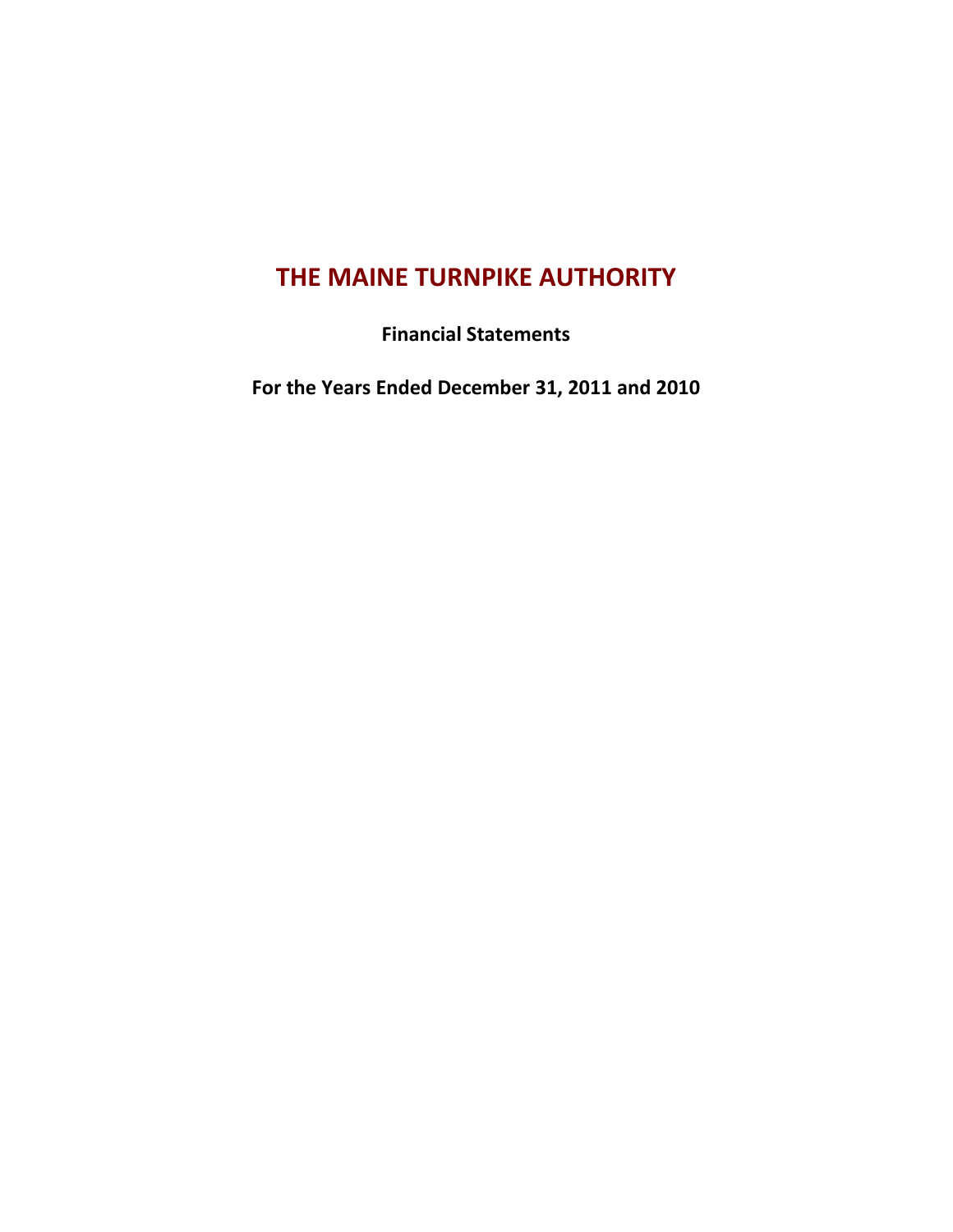# THE MAINE TURNPIKE AUTHORITY

**Financial Statements**

**For the Years Ended December 31, 2011 and 2010**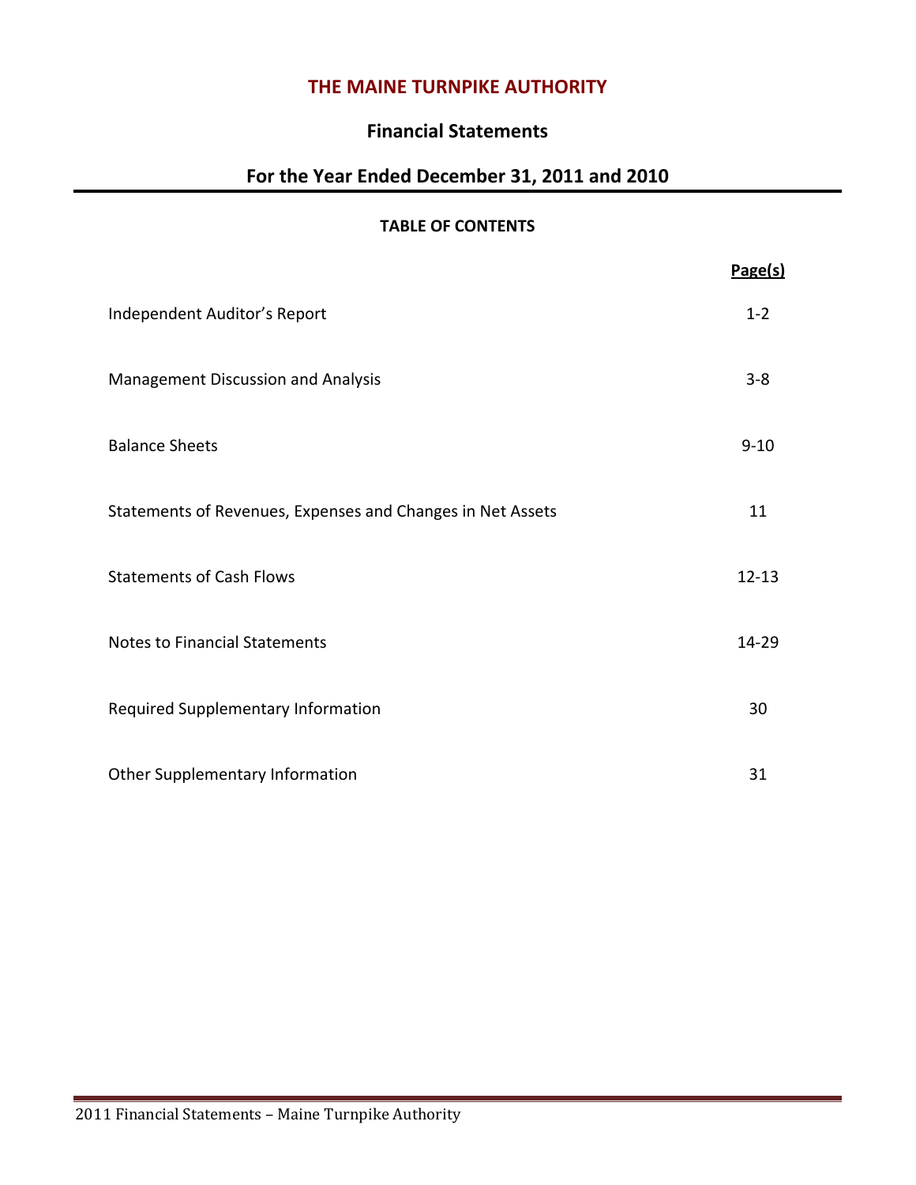# THE MAINE TURNPIKE AUTHORITY

## Financial Statements

## For the Year Ended December 31, 2011 and 2010

**TABLE OF CONTENTS**

| | Page(s) |
|---|---|
| Independent Auditor's Report | 1-2 |
| Management Discussion and Analysis | 3-8 |
| Balance Sheets | 9-10 |
| Statements of Revenues, Expenses and Changes in Net Assets | 11 |
| Statements of Cash Flows | 12-13 |
| Notes to Financial Statements | 14-29 |
| Required Supplementary Information | 30 |
| Other Supplementary Information | 31 |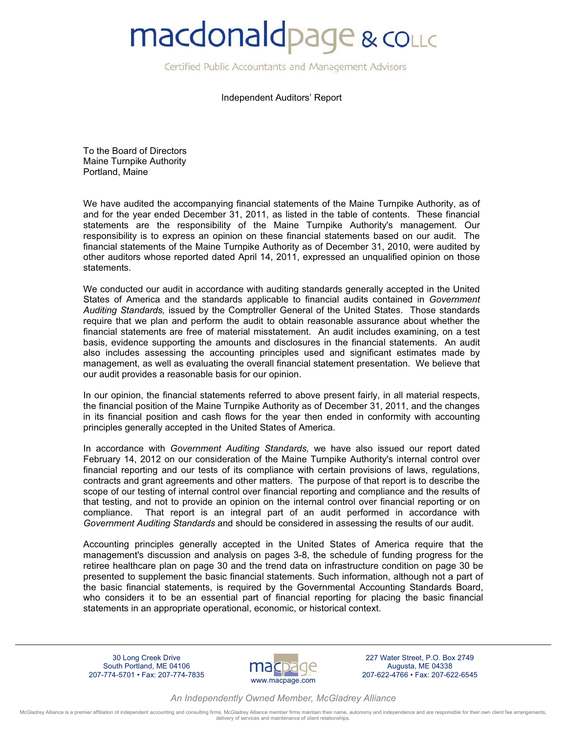# macdonaldpage & CO LLC

Certified Public Accountants and Management Advisors

## Independent Auditors' Report

To the Board of Directors
Maine Turnpike Authority
Portland, Maine

We have audited the accompanying financial statements of the Maine Turnpike Authority, as of and for the year ended December 31, 2011, as listed in the table of contents. These financial statements are the responsibility of the Maine Turnpike Authority's management. Our responsibility is to express an opinion on these financial statements based on our audit. The financial statements of the Maine Turnpike Authority as of December 31, 2010, were audited by other auditors whose reported dated April 14, 2011, expressed an unqualified opinion on those statements.

We conducted our audit in accordance with auditing standards generally accepted in the United States of America and the standards applicable to financial audits contained in *Government Auditing Standards,* issued by the Comptroller General of the United States. Those standards require that we plan and perform the audit to obtain reasonable assurance about whether the financial statements are free of material misstatement. An audit includes examining, on a test basis, evidence supporting the amounts and disclosures in the financial statements. An audit also includes assessing the accounting principles used and significant estimates made by management, as well as evaluating the overall financial statement presentation. We believe that our audit provides a reasonable basis for our opinion.

In our opinion, the financial statements referred to above present fairly, in all material respects, the financial position of the Maine Turnpike Authority as of December 31, 2011, and the changes in its financial position and cash flows for the year then ended in conformity with accounting principles generally accepted in the United States of America.

In accordance with *Government Auditing Standards,* we have also issued our report dated February 14, 2012 on our consideration of the Maine Turnpike Authority's internal control over financial reporting and our tests of its compliance with certain provisions of laws, regulations, contracts and grant agreements and other matters. The purpose of that report is to describe the scope of our testing of internal control over financial reporting and compliance and the results of that testing, and not to provide an opinion on the internal control over financial reporting or on compliance. That report is an integral part of an audit performed in accordance with *Government Auditing Standards* and should be considered in assessing the results of our audit.

Accounting principles generally accepted in the United States of America require that the management's discussion and analysis on pages 3-8, the schedule of funding progress for the retiree healthcare plan on page 30 and the trend data on infrastructure condition on page 30 be presented to supplement the basic financial statements. Such information, although not a part of the basic financial statements, is required by the Governmental Accounting Standards Board, who considers it to be an essential part of financial reporting for placing the basic financial statements in an appropriate operational, economic, or historical context.

30 Long Creek Drive
South Portland, ME 04106
207-774-5701 • Fax: 207-774-7835

macpage
www.macpage.com

227 Water Street, P.O. Box 2749
Augusta, ME 04338
207-622-4766 • Fax: 207-622-6545

*An Independently Owned Member, McGladrey Alliance*

McGladrey Alliance is a premier affiliation of independent accounting and consulting firms. McGladrey Alliance member firms maintain their name, autonomy and independence and are responsible for their own client fee arrangements, delivery of services and maintenance of client relationships.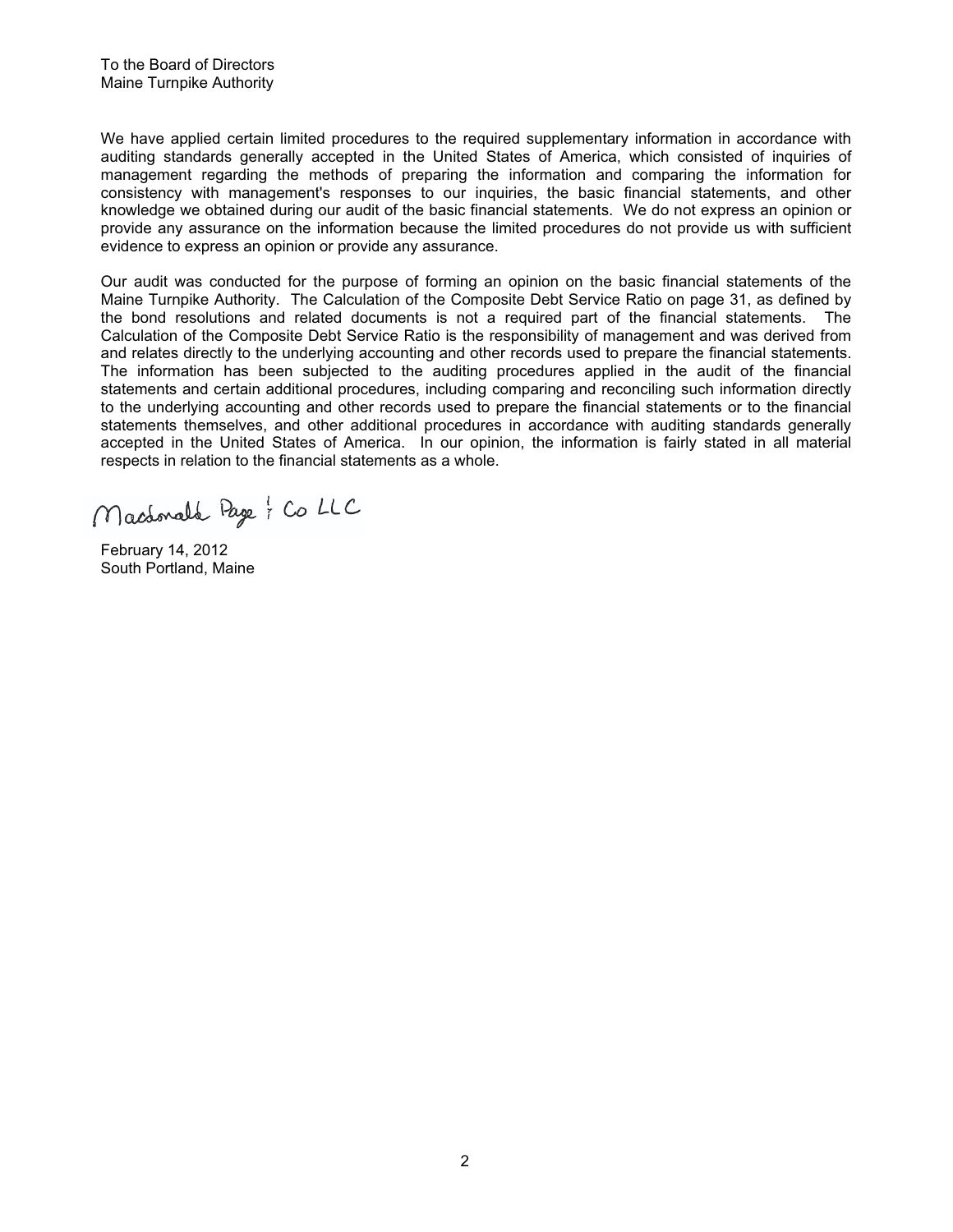To the Board of Directors
Maine Turnpike Authority

We have applied certain limited procedures to the required supplementary information in accordance with auditing standards generally accepted in the United States of America, which consisted of inquiries of management regarding the methods of preparing the information and comparing the information for consistency with management's responses to our inquiries, the basic financial statements, and other knowledge we obtained during our audit of the basic financial statements. We do not express an opinion or provide any assurance on the information because the limited procedures do not provide us with sufficient evidence to express an opinion or provide any assurance.

Our audit was conducted for the purpose of forming an opinion on the basic financial statements of the Maine Turnpike Authority. The Calculation of the Composite Debt Service Ratio on page 31, as defined by the bond resolutions and related documents is not a required part of the financial statements. The Calculation of the Composite Debt Service Ratio is the responsibility of management and was derived from and relates directly to the underlying accounting and other records used to prepare the financial statements. The information has been subjected to the auditing procedures applied in the audit of the financial statements and certain additional procedures, including comparing and reconciling such information directly to the underlying accounting and other records used to prepare the financial statements or to the financial statements themselves, and other additional procedures in accordance with auditing standards generally accepted in the United States of America. In our opinion, the information is fairly stated in all material respects in relation to the financial statements as a whole.

Macdonald Page & Co LLC

February 14, 2012
South Portland, Maine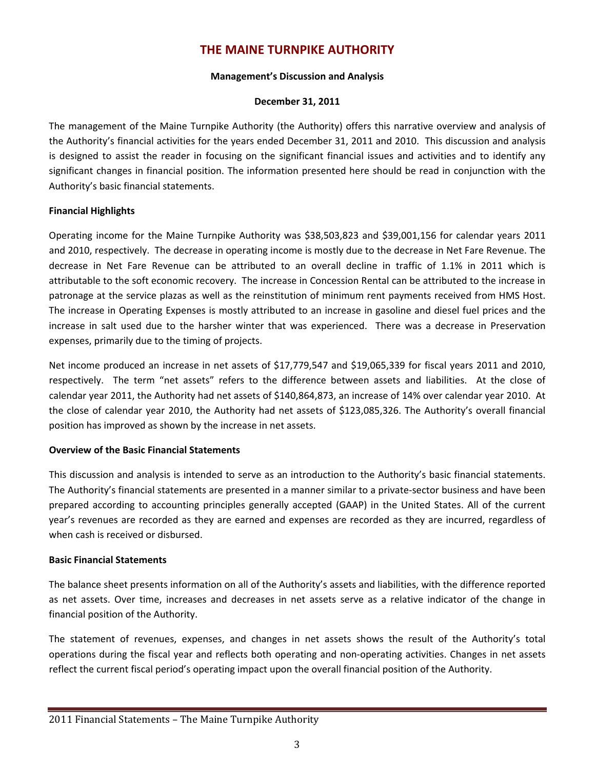# THE MAINE TURNPIKE AUTHORITY

**Management's Discussion and Analysis**

**December 31, 2011**

The management of the Maine Turnpike Authority (the Authority) offers this narrative overview and analysis of the Authority's financial activities for the years ended December 31, 2011 and 2010. This discussion and analysis is designed to assist the reader in focusing on the significant financial issues and activities and to identify any significant changes in financial position. The information presented here should be read in conjunction with the Authority's basic financial statements.

**Financial Highlights**

Operating income for the Maine Turnpike Authority was $38,503,823 and $39,001,156 for calendar years 2011 and 2010, respectively. The decrease in operating income is mostly due to the decrease in Net Fare Revenue. The decrease in Net Fare Revenue can be attributed to an overall decline in traffic of 1.1% in 2011 which is attributable to the soft economic recovery. The increase in Concession Rental can be attributed to the increase in patronage at the service plazas as well as the reinstitution of minimum rent payments received from HMS Host. The increase in Operating Expenses is mostly attributed to an increase in gasoline and diesel fuel prices and the increase in salt used due to the harsher winter that was experienced. There was a decrease in Preservation expenses, primarily due to the timing of projects.

Net income produced an increase in net assets of $17,779,547 and $19,065,339 for fiscal years 2011 and 2010, respectively. The term "net assets" refers to the difference between assets and liabilities. At the close of calendar year 2011, the Authority had net assets of $140,864,873, an increase of 14% over calendar year 2010. At the close of calendar year 2010, the Authority had net assets of $123,085,326. The Authority's overall financial position has improved as shown by the increase in net assets.

**Overview of the Basic Financial Statements**

This discussion and analysis is intended to serve as an introduction to the Authority's basic financial statements. The Authority's financial statements are presented in a manner similar to a private-sector business and have been prepared according to accounting principles generally accepted (GAAP) in the United States. All of the current year's revenues are recorded as they are earned and expenses are recorded as they are incurred, regardless of when cash is received or disbursed.

**Basic Financial Statements**

The balance sheet presents information on all of the Authority's assets and liabilities, with the difference reported as net assets. Over time, increases and decreases in net assets serve as a relative indicator of the change in financial position of the Authority.

The statement of revenues, expenses, and changes in net assets shows the result of the Authority's total operations during the fiscal year and reflects both operating and non-operating activities. Changes in net assets reflect the current fiscal period's operating impact upon the overall financial position of the Authority.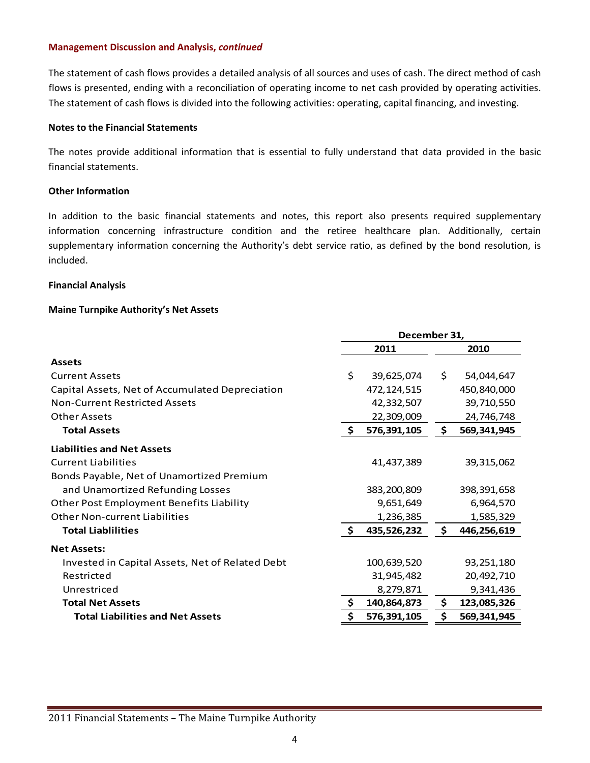**Management Discussion and Analysis, *continued***

The statement of cash flows provides a detailed analysis of all sources and uses of cash. The direct method of cash flows is presented, ending with a reconciliation of operating income to net cash provided by operating activities. The statement of cash flows is divided into the following activities: operating, capital financing, and investing.

### Notes to the Financial Statements

The notes provide additional information that is essential to fully understand that data provided in the basic financial statements.

### Other Information

In addition to the basic financial statements and notes, this report also presents required supplementary information concerning infrastructure condition and the retiree healthcare plan. Additionally, certain supplementary information concerning the Authority's debt service ratio, as defined by the bond resolution, is included.

### Financial Analysis

**Maine Turnpike Authority's Net Assets**

| | December 31, | |
|---|---|---|
| | **2011** | **2010** |
| **Assets** | | |
| Current Assets | $ 39,625,074 | $ 54,044,647 |
| Capital Assets, Net of Accumulated Depreciation | 472,124,515 | 450,840,000 |
| Non-Current Restricted Assets | 42,332,507 | 39,710,550 |
| Other Assets | 22,309,009 | 24,746,748 |
| **Total Assets** | **$ 576,391,105** | **$ 569,341,945** |
| **Liabilities and Net Assets** | | |
| Current Liabilities | 41,437,389 | 39,315,062 |
| Bonds Payable, Net of Unamortized Premium and Unamortized Refunding Losses | 383,200,809 | 398,391,658 |
| Other Post Employment Benefits Liability | 9,651,649 | 6,964,570 |
| Other Non-current Liabilities | 1,236,385 | 1,585,329 |
| **Total Liablilities** | **$ 435,526,232** | **$ 446,256,619** |
| **Net Assets:** | | |
| Invested in Capital Assets, Net of Related Debt | 100,639,520 | 93,251,180 |
| Restricted | 31,945,482 | 20,492,710 |
| Unrestriced | 8,279,871 | 9,341,436 |
| **Total Net Assets** | **$ 140,864,873** | **$ 123,085,326** |
| **Total Liabilities and Net Assets** | **$ 576,391,105** | **$ 569,341,945** |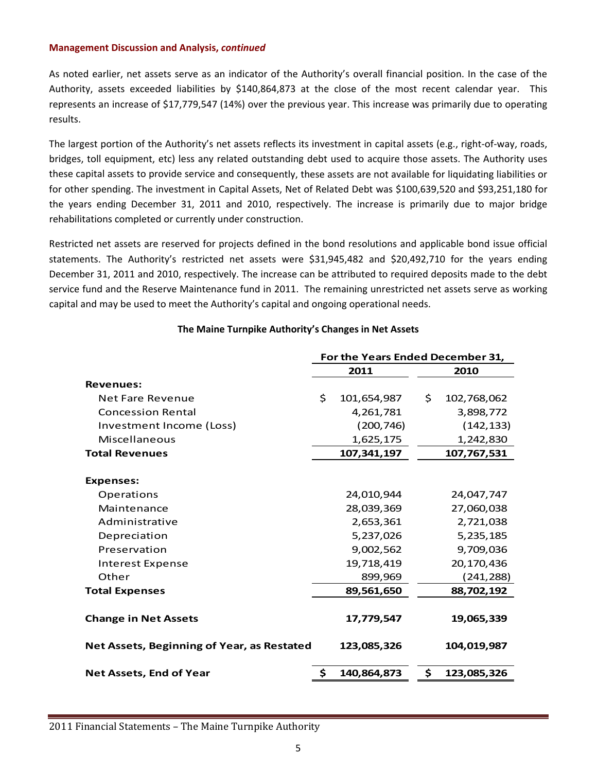**Management Discussion and Analysis, *continued***

As noted earlier, net assets serve as an indicator of the Authority's overall financial position. In the case of the Authority, assets exceeded liabilities by $140,864,873 at the close of the most recent calendar year. This represents an increase of $17,779,547 (14%) over the previous year. This increase was primarily due to operating results.

The largest portion of the Authority's net assets reflects its investment in capital assets (e.g., right-of-way, roads, bridges, toll equipment, etc) less any related outstanding debt used to acquire those assets. The Authority uses these capital assets to provide service and consequently, these assets are not available for liquidating liabilities or for other spending. The investment in Capital Assets, Net of Related Debt was $100,639,520 and $93,251,180 for the years ending December 31, 2011 and 2010, respectively. The increase is primarily due to major bridge rehabilitations completed or currently under construction.

Restricted net assets are reserved for projects defined in the bond resolutions and applicable bond issue official statements. The Authority's restricted net assets were $31,945,482 and $20,492,710 for the years ending December 31, 2011 and 2010, respectively. The increase can be attributed to required deposits made to the debt service fund and the Reserve Maintenance fund in 2011. The remaining unrestricted net assets serve as working capital and may be used to meet the Authority's capital and ongoing operational needs.

**The Maine Turnpike Authority's Changes in Net Assets**

| | For the Years Ended December 31, | |
|---|---|---|
| | **2011** | **2010** |
| **Revenues:** | | |
| Net Fare Revenue | $ 101,654,987 | $ 102,768,062 |
| Concession Rental | 4,261,781 | 3,898,772 |
| Investment Income (Loss) | (200,746) | (142,133) |
| Miscellaneous | 1,625,175 | 1,242,830 |
| **Total Revenues** | **107,341,197** | **107,767,531** |
| **Expenses:** | | |
| Operations | 24,010,944 | 24,047,747 |
| Maintenance | 28,039,369 | 27,060,038 |
| Administrative | 2,653,361 | 2,721,038 |
| Depreciation | 5,237,026 | 5,235,185 |
| Preservation | 9,002,562 | 9,709,036 |
| Interest Expense | 19,718,419 | 20,170,436 |
| Other | 899,969 | (241,288) |
| **Total Expenses** | **89,561,650** | **88,702,192** |
| **Change in Net Assets** | **17,779,547** | **19,065,339** |
| **Net Assets, Beginning of Year, as Restated** | **123,085,326** | **104,019,987** |
| **Net Assets, End of Year** | **$ 140,864,873** | **$ 123,085,326** |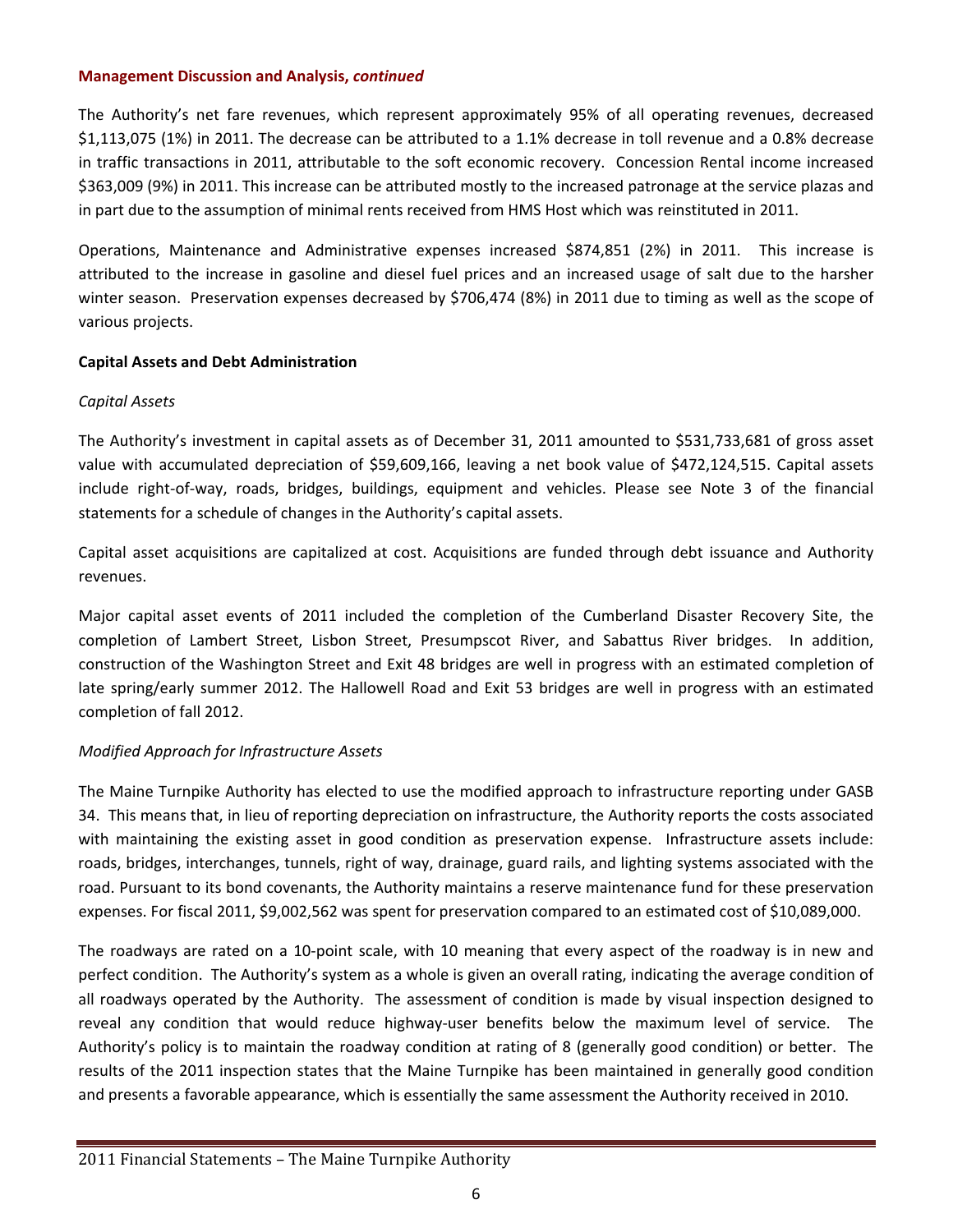**Management Discussion and Analysis, *continued***

The Authority's net fare revenues, which represent approximately 95% of all operating revenues, decreased $1,113,075 (1%) in 2011. The decrease can be attributed to a 1.1% decrease in toll revenue and a 0.8% decrease in traffic transactions in 2011, attributable to the soft economic recovery. Concession Rental income increased $363,009 (9%) in 2011. This increase can be attributed mostly to the increased patronage at the service plazas and in part due to the assumption of minimal rents received from HMS Host which was reinstituted in 2011.

Operations, Maintenance and Administrative expenses increased $874,851 (2%) in 2011. This increase is attributed to the increase in gasoline and diesel fuel prices and an increased usage of salt due to the harsher winter season. Preservation expenses decreased by $706,474 (8%) in 2011 due to timing as well as the scope of various projects.

**Capital Assets and Debt Administration**

*Capital Assets*

The Authority's investment in capital assets as of December 31, 2011 amounted to $531,733,681 of gross asset value with accumulated depreciation of $59,609,166, leaving a net book value of $472,124,515. Capital assets include right-of-way, roads, bridges, buildings, equipment and vehicles. Please see Note 3 of the financial statements for a schedule of changes in the Authority's capital assets.

Capital asset acquisitions are capitalized at cost. Acquisitions are funded through debt issuance and Authority revenues.

Major capital asset events of 2011 included the completion of the Cumberland Disaster Recovery Site, the completion of Lambert Street, Lisbon Street, Presumpscot River, and Sabattus River bridges. In addition, construction of the Washington Street and Exit 48 bridges are well in progress with an estimated completion of late spring/early summer 2012. The Hallowell Road and Exit 53 bridges are well in progress with an estimated completion of fall 2012.

*Modified Approach for Infrastructure Assets*

The Maine Turnpike Authority has elected to use the modified approach to infrastructure reporting under GASB 34. This means that, in lieu of reporting depreciation on infrastructure, the Authority reports the costs associated with maintaining the existing asset in good condition as preservation expense. Infrastructure assets include: roads, bridges, interchanges, tunnels, right of way, drainage, guard rails, and lighting systems associated with the road. Pursuant to its bond covenants, the Authority maintains a reserve maintenance fund for these preservation expenses. For fiscal 2011, $9,002,562 was spent for preservation compared to an estimated cost of $10,089,000.

The roadways are rated on a 10-point scale, with 10 meaning that every aspect of the roadway is in new and perfect condition. The Authority's system as a whole is given an overall rating, indicating the average condition of all roadways operated by the Authority. The assessment of condition is made by visual inspection designed to reveal any condition that would reduce highway-user benefits below the maximum level of service. The Authority's policy is to maintain the roadway condition at rating of 8 (generally good condition) or better. The results of the 2011 inspection states that the Maine Turnpike has been maintained in generally good condition and presents a favorable appearance, which is essentially the same assessment the Authority received in 2010.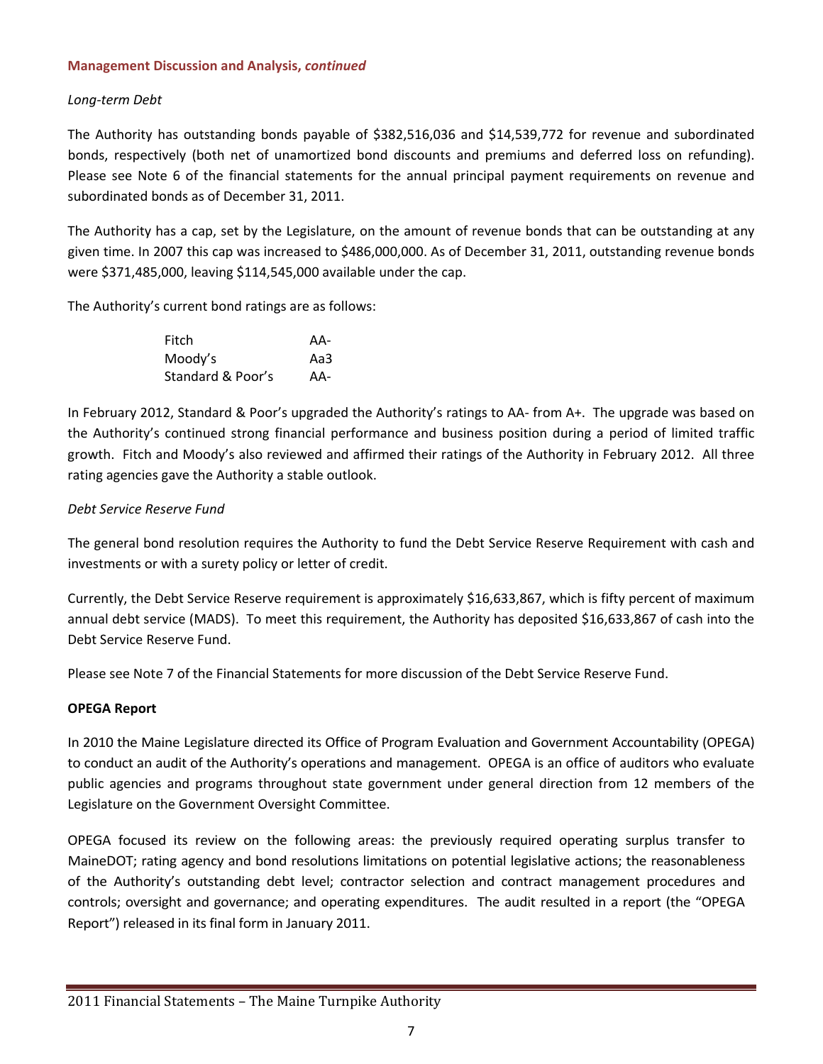**Management Discussion and Analysis, *continued***

*Long-term Debt*

The Authority has outstanding bonds payable of $382,516,036 and $14,539,772 for revenue and subordinated bonds, respectively (both net of unamortized bond discounts and premiums and deferred loss on refunding). Please see Note 6 of the financial statements for the annual principal payment requirements on revenue and subordinated bonds as of December 31, 2011.

The Authority has a cap, set by the Legislature, on the amount of revenue bonds that can be outstanding at any given time. In 2007 this cap was increased to $486,000,000. As of December 31, 2011, outstanding revenue bonds were $371,485,000, leaving $114,545,000 available under the cap.

The Authority's current bond ratings are as follows:

| | |
|---|---|
| Fitch | AA- |
| Moody's | Aa3 |
| Standard & Poor's | AA- |

In February 2012, Standard & Poor's upgraded the Authority's ratings to AA- from A+. The upgrade was based on the Authority's continued strong financial performance and business position during a period of limited traffic growth. Fitch and Moody's also reviewed and affirmed their ratings of the Authority in February 2012. All three rating agencies gave the Authority a stable outlook.

*Debt Service Reserve Fund*

The general bond resolution requires the Authority to fund the Debt Service Reserve Requirement with cash and investments or with a surety policy or letter of credit.

Currently, the Debt Service Reserve requirement is approximately $16,633,867, which is fifty percent of maximum annual debt service (MADS). To meet this requirement, the Authority has deposited $16,633,867 of cash into the Debt Service Reserve Fund.

Please see Note 7 of the Financial Statements for more discussion of the Debt Service Reserve Fund.

**OPEGA Report**

In 2010 the Maine Legislature directed its Office of Program Evaluation and Government Accountability (OPEGA) to conduct an audit of the Authority's operations and management. OPEGA is an office of auditors who evaluate public agencies and programs throughout state government under general direction from 12 members of the Legislature on the Government Oversight Committee.

OPEGA focused its review on the following areas: the previously required operating surplus transfer to MaineDOT; rating agency and bond resolutions limitations on potential legislative actions; the reasonableness of the Authority's outstanding debt level; contractor selection and contract management procedures and controls; oversight and governance; and operating expenditures. The audit resulted in a report (the "OPEGA Report") released in its final form in January 2011.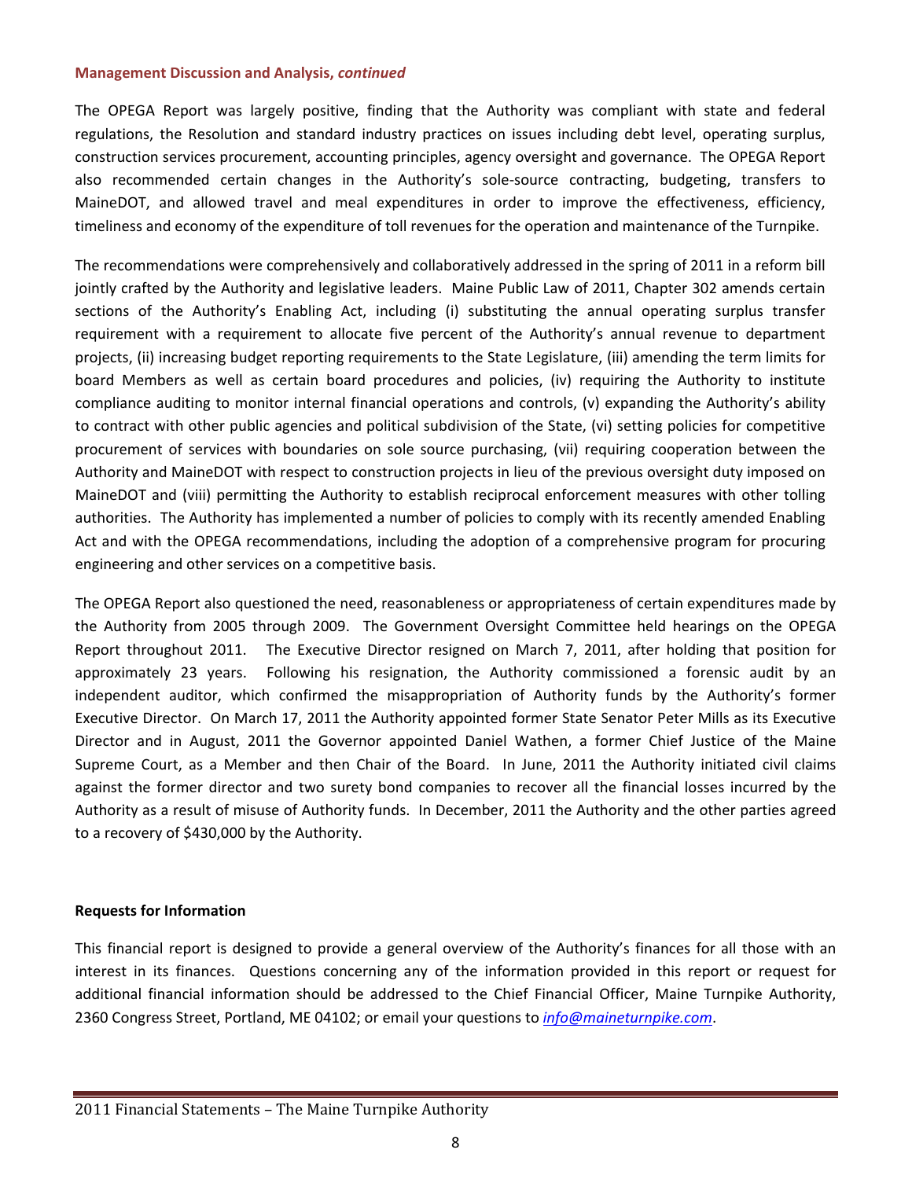**Management Discussion and Analysis, *continued***

The OPEGA Report was largely positive, finding that the Authority was compliant with state and federal regulations, the Resolution and standard industry practices on issues including debt level, operating surplus, construction services procurement, accounting principles, agency oversight and governance. The OPEGA Report also recommended certain changes in the Authority's sole-source contracting, budgeting, transfers to MaineDOT, and allowed travel and meal expenditures in order to improve the effectiveness, efficiency, timeliness and economy of the expenditure of toll revenues for the operation and maintenance of the Turnpike.

The recommendations were comprehensively and collaboratively addressed in the spring of 2011 in a reform bill jointly crafted by the Authority and legislative leaders. Maine Public Law of 2011, Chapter 302 amends certain sections of the Authority's Enabling Act, including (i) substituting the annual operating surplus transfer requirement with a requirement to allocate five percent of the Authority's annual revenue to department projects, (ii) increasing budget reporting requirements to the State Legislature, (iii) amending the term limits for board Members as well as certain board procedures and policies, (iv) requiring the Authority to institute compliance auditing to monitor internal financial operations and controls, (v) expanding the Authority's ability to contract with other public agencies and political subdivision of the State, (vi) setting policies for competitive procurement of services with boundaries on sole source purchasing, (vii) requiring cooperation between the Authority and MaineDOT with respect to construction projects in lieu of the previous oversight duty imposed on MaineDOT and (viii) permitting the Authority to establish reciprocal enforcement measures with other tolling authorities. The Authority has implemented a number of policies to comply with its recently amended Enabling Act and with the OPEGA recommendations, including the adoption of a comprehensive program for procuring engineering and other services on a competitive basis.

The OPEGA Report also questioned the need, reasonableness or appropriateness of certain expenditures made by the Authority from 2005 through 2009. The Government Oversight Committee held hearings on the OPEGA Report throughout 2011. The Executive Director resigned on March 7, 2011, after holding that position for approximately 23 years. Following his resignation, the Authority commissioned a forensic audit by an independent auditor, which confirmed the misappropriation of Authority funds by the Authority's former Executive Director. On March 17, 2011 the Authority appointed former State Senator Peter Mills as its Executive Director and in August, 2011 the Governor appointed Daniel Wathen, a former Chief Justice of the Maine Supreme Court, as a Member and then Chair of the Board. In June, 2011 the Authority initiated civil claims against the former director and two surety bond companies to recover all the financial losses incurred by the Authority as a result of misuse of Authority funds. In December, 2011 the Authority and the other parties agreed to a recovery of $430,000 by the Authority.

**Requests for Information**

This financial report is designed to provide a general overview of the Authority's finances for all those with an interest in its finances. Questions concerning any of the information provided in this report or request for additional financial information should be addressed to the Chief Financial Officer, Maine Turnpike Authority, 2360 Congress Street, Portland, ME 04102; or email your questions to *info@maineturnpike.com*.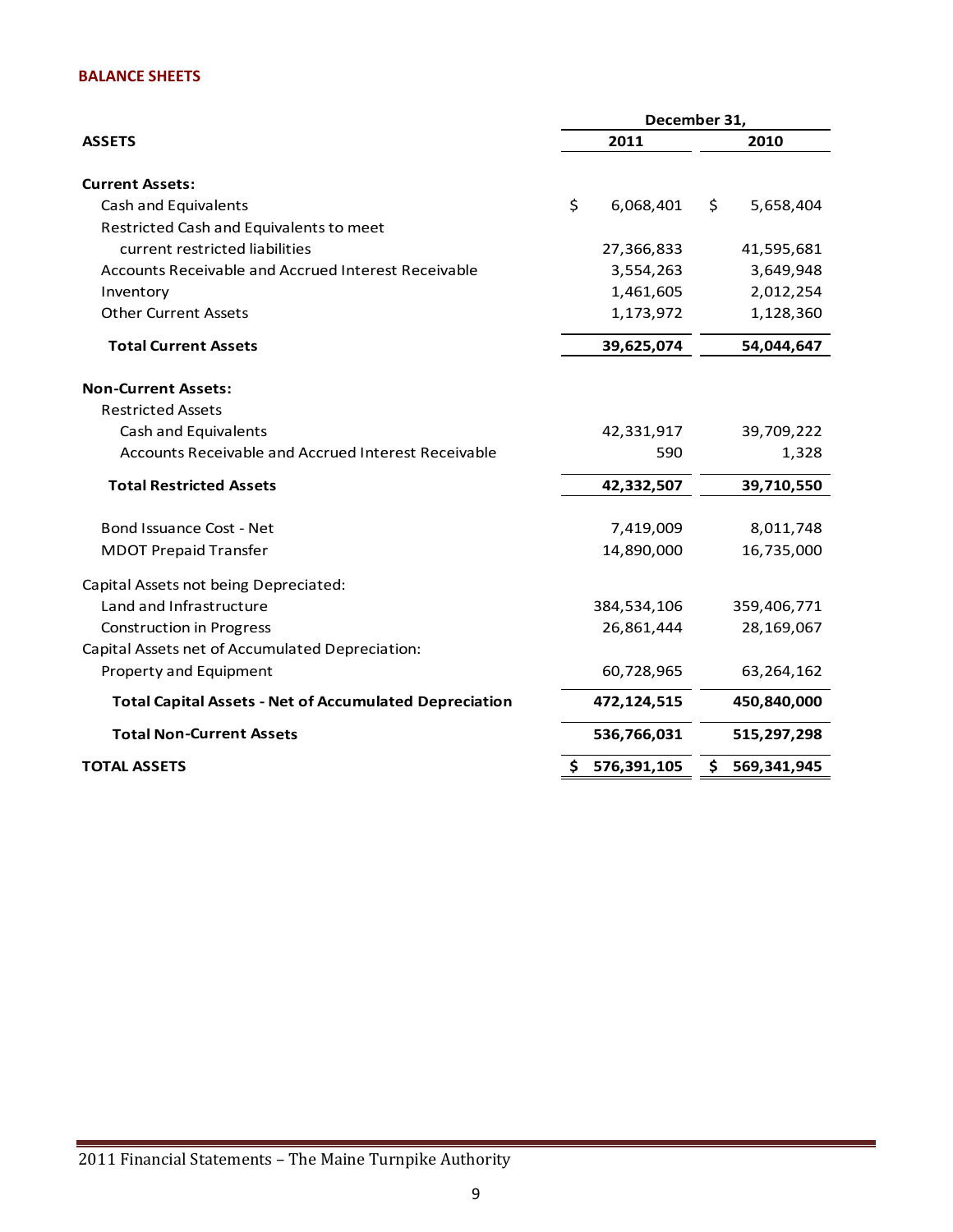## BALANCE SHEETS

| ASSETS | December 31, 2011 | December 31, 2010 |
|---|---|---|
| **Current Assets:** | | |
| Cash and Equivalents | $ 6,068,401 | $ 5,658,404 |
| Restricted Cash and Equivalents to meet current restricted liabilities | 27,366,833 | 41,595,681 |
| Accounts Receivable and Accrued Interest Receivable | 3,554,263 | 3,649,948 |
| Inventory | 1,461,605 | 2,012,254 |
| Other Current Assets | 1,173,972 | 1,128,360 |
| **Total Current Assets** | **39,625,074** | **54,044,647** |
| **Non-Current Assets:** | | |
| Restricted Assets | | |
| Cash and Equivalents | 42,331,917 | 39,709,222 |
| Accounts Receivable and Accrued Interest Receivable | 590 | 1,328 |
| **Total Restricted Assets** | **42,332,507** | **39,710,550** |
| Bond Issuance Cost - Net | 7,419,009 | 8,011,748 |
| MDOT Prepaid Transfer | 14,890,000 | 16,735,000 |
| Capital Assets not being Depreciated: | | |
| Land and Infrastructure | 384,534,106 | 359,406,771 |
| Construction in Progress | 26,861,444 | 28,169,067 |
| Capital Assets net of Accumulated Depreciation: | | |
| Property and Equipment | 60,728,965 | 63,264,162 |
| **Total Capital Assets - Net of Accumulated Depreciation** | **472,124,515** | **450,840,000** |
| **Total Non-Current Assets** | **536,766,031** | **515,297,298** |
| **TOTAL ASSETS** | **$ 576,391,105** | **$ 569,341,945** |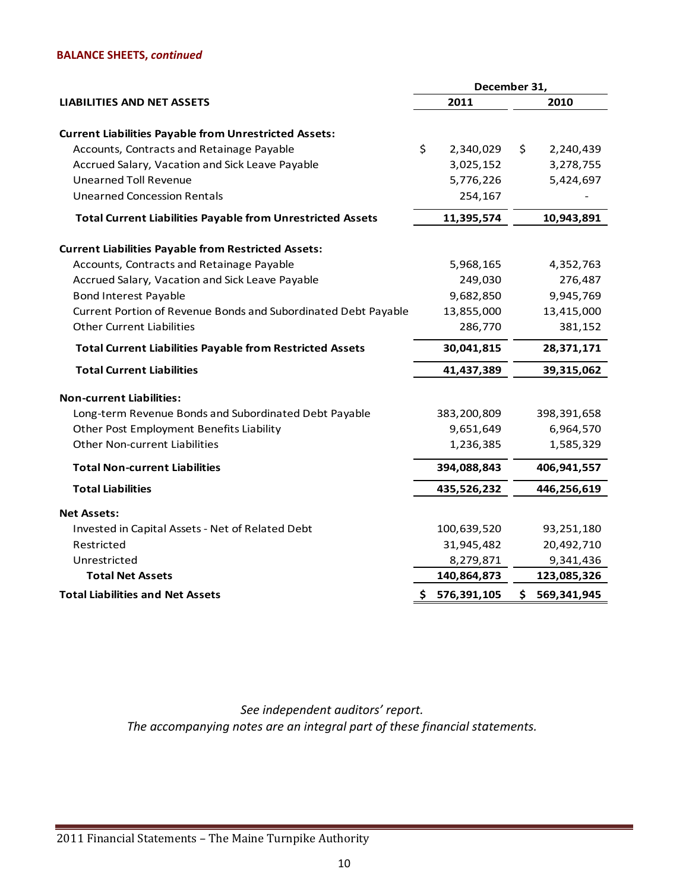**BALANCE SHEETS, *continued***

| | December 31, | |
|---|---|---|
| **LIABILITIES AND NET ASSETS** | **2011** | **2010** |
| **Current Liabilities Payable from Unrestricted Assets:** | | |
| Accounts, Contracts and Retainage Payable | $ 2,340,029 | $ 2,240,439 |
| Accrued Salary, Vacation and Sick Leave Payable | 3,025,152 | 3,278,755 |
| Unearned Toll Revenue | 5,776,226 | 5,424,697 |
| Unearned Concession Rentals | 254,167 | - |
| **Total Current Liabilities Payable from Unrestricted Assets** | **11,395,574** | **10,943,891** |
| **Current Liabilities Payable from Restricted Assets:** | | |
| Accounts, Contracts and Retainage Payable | 5,968,165 | 4,352,763 |
| Accrued Salary, Vacation and Sick Leave Payable | 249,030 | 276,487 |
| Bond Interest Payable | 9,682,850 | 9,945,769 |
| Current Portion of Revenue Bonds and Subordinated Debt Payable | 13,855,000 | 13,415,000 |
| Other Current Liabilities | 286,770 | 381,152 |
| **Total Current Liabilities Payable from Restricted Assets** | **30,041,815** | **28,371,171** |
| **Total Current Liabilities** | **41,437,389** | **39,315,062** |
| **Non-current Liabilities:** | | |
| Long-term Revenue Bonds and Subordinated Debt Payable | 383,200,809 | 398,391,658 |
| Other Post Employment Benefits Liability | 9,651,649 | 6,964,570 |
| Other Non-current Liabilities | 1,236,385 | 1,585,329 |
| **Total Non-current Liabilities** | **394,088,843** | **406,941,557** |
| **Total Liabilities** | **435,526,232** | **446,256,619** |
| **Net Assets:** | | |
| Invested in Capital Assets - Net of Related Debt | 100,639,520 | 93,251,180 |
| Restricted | 31,945,482 | 20,492,710 |
| Unrestricted | 8,279,871 | 9,341,436 |
| **Total Net Assets** | **140,864,873** | **123,085,326** |
| **Total Liabilities and Net Assets** | **$ 576,391,105** | **$ 569,341,945** |

*See independent auditors' report.*
*The accompanying notes are an integral part of these financial statements.*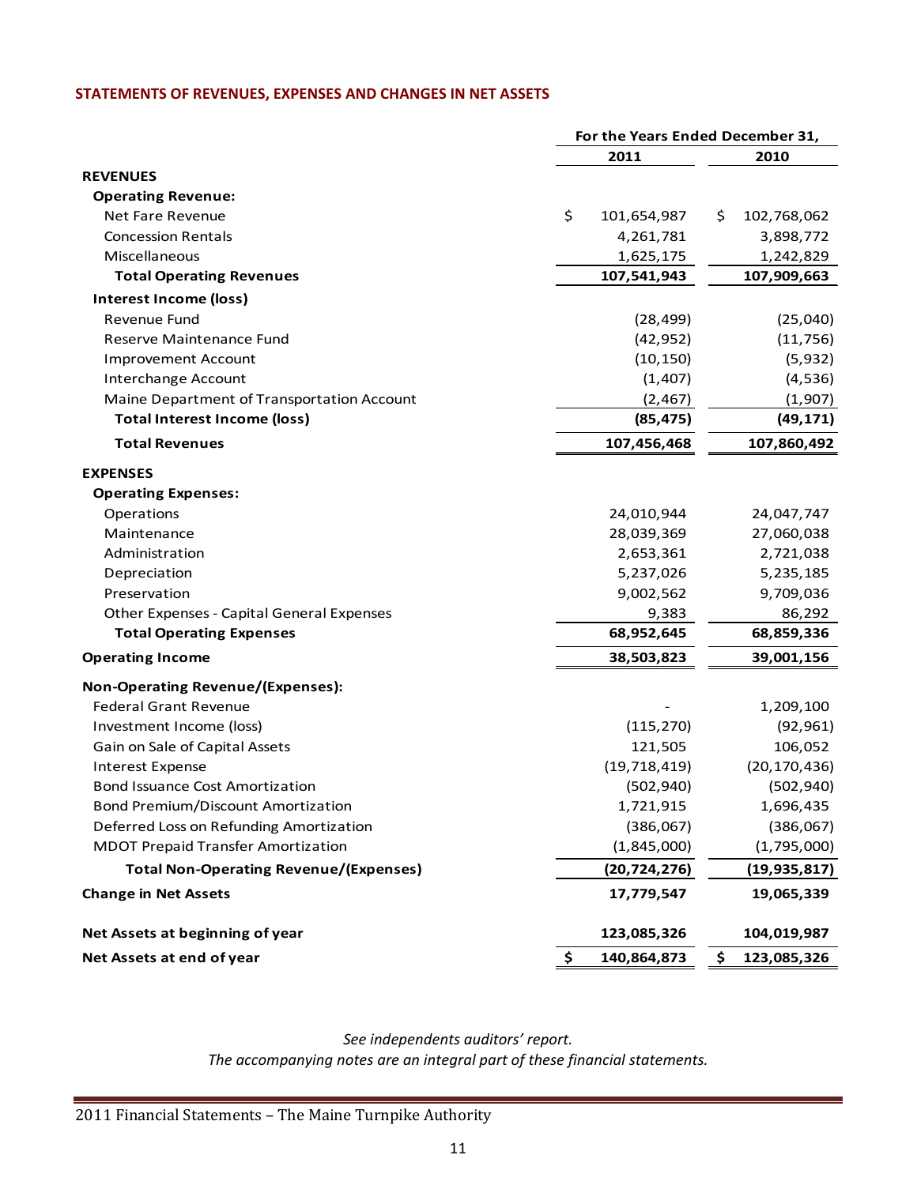## STATEMENTS OF REVENUES, EXPENSES AND CHANGES IN NET ASSETS

| | For the Years Ended December 31, | |
|---|---|---|
| | **2011** | **2010** |
| **REVENUES** | | |
| **Operating Revenue:** | | |
| Net Fare Revenue | $ 101,654,987 | $ 102,768,062 |
| Concession Rentals | 4,261,781 | 3,898,772 |
| Miscellaneous | 1,625,175 | 1,242,829 |
| **Total Operating Revenues** | **107,541,943** | **107,909,663** |
| **Interest Income (loss)** | | |
| Revenue Fund | (28,499) | (25,040) |
| Reserve Maintenance Fund | (42,952) | (11,756) |
| Improvement Account | (10,150) | (5,932) |
| Interchange Account | (1,407) | (4,536) |
| Maine Department of Transportation Account | (2,467) | (1,907) |
| **Total Interest Income (loss)** | **(85,475)** | **(49,171)** |
| **Total Revenues** | **107,456,468** | **107,860,492** |
| **EXPENSES** | | |
| **Operating Expenses:** | | |
| Operations | 24,010,944 | 24,047,747 |
| Maintenance | 28,039,369 | 27,060,038 |
| Administration | 2,653,361 | 2,721,038 |
| Depreciation | 5,237,026 | 5,235,185 |
| Preservation | 9,002,562 | 9,709,036 |
| Other Expenses - Capital General Expenses | 9,383 | 86,292 |
| **Total Operating Expenses** | **68,952,645** | **68,859,336** |
| **Operating Income** | **38,503,823** | **39,001,156** |
| **Non-Operating Revenue/(Expenses):** | | |
| Federal Grant Revenue | - | 1,209,100 |
| Investment Income (loss) | (115,270) | (92,961) |
| Gain on Sale of Capital Assets | 121,505 | 106,052 |
| Interest Expense | (19,718,419) | (20,170,436) |
| Bond Issuance Cost Amortization | (502,940) | (502,940) |
| Bond Premium/Discount Amortization | 1,721,915 | 1,696,435 |
| Deferred Loss on Refunding Amortization | (386,067) | (386,067) |
| MDOT Prepaid Transfer Amortization | (1,845,000) | (1,795,000) |
| **Total Non-Operating Revenue/(Expenses)** | **(20,724,276)** | **(19,935,817)** |
| **Change in Net Assets** | **17,779,547** | **19,065,339** |
| **Net Assets at beginning of year** | **123,085,326** | **104,019,987** |
| **Net Assets at end of year** | **$ 140,864,873** | **$ 123,085,326** |

*See independents auditors' report.*
*The accompanying notes are an integral part of these financial statements.*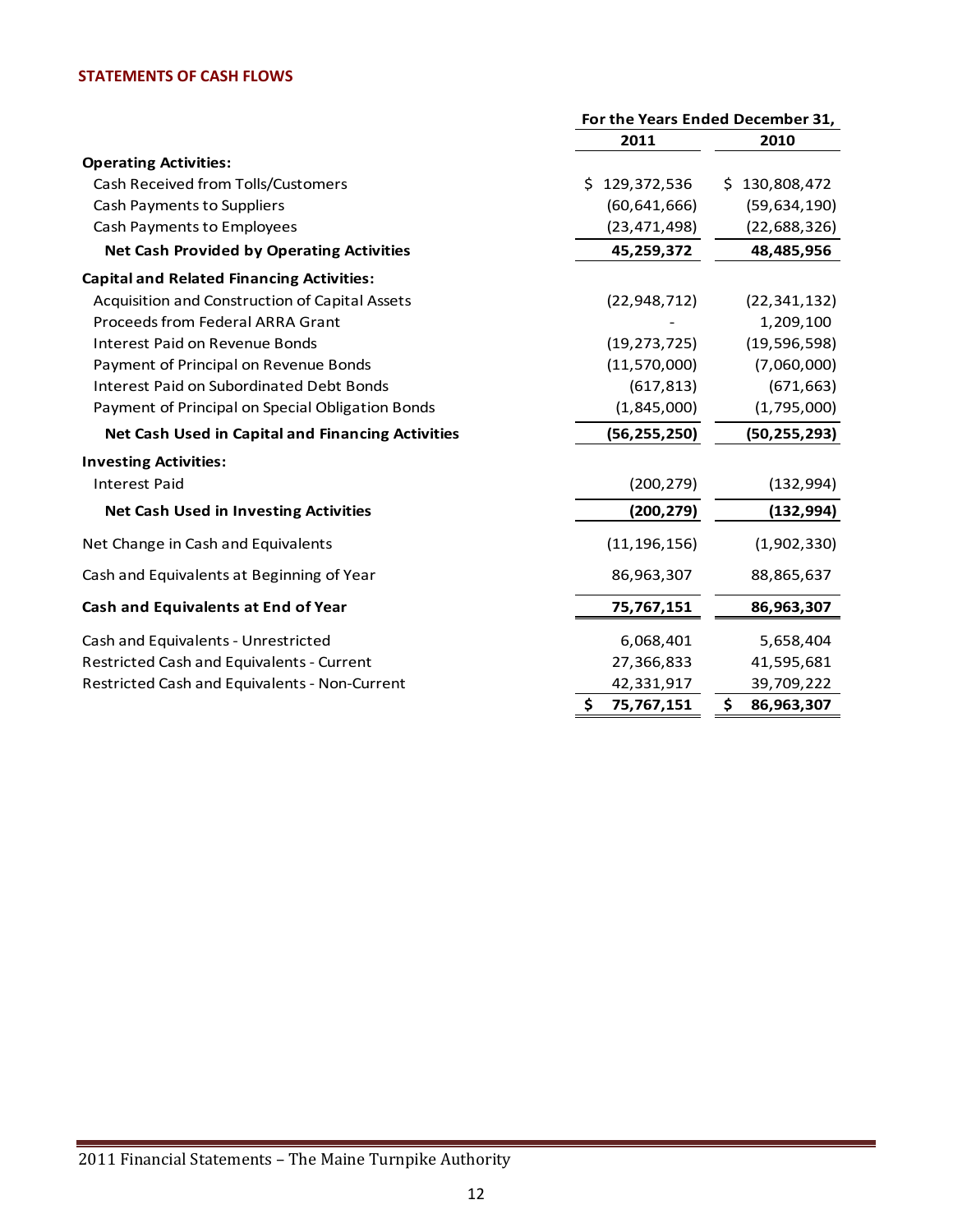## STATEMENTS OF CASH FLOWS

| | For the Years Ended December 31, | |
|---|---|---|
| | **2011** | **2010** |
| **Operating Activities:** | | |
| Cash Received from Tolls/Customers | $ 129,372,536 | $ 130,808,472 |
| Cash Payments to Suppliers | (60,641,666) | (59,634,190) |
| Cash Payments to Employees | (23,471,498) | (22,688,326) |
| **Net Cash Provided by Operating Activities** | **45,259,372** | **48,485,956** |
| **Capital and Related Financing Activities:** | | |
| Acquisition and Construction of Capital Assets | (22,948,712) | (22,341,132) |
| Proceeds from Federal ARRA Grant | - | 1,209,100 |
| Interest Paid on Revenue Bonds | (19,273,725) | (19,596,598) |
| Payment of Principal on Revenue Bonds | (11,570,000) | (7,060,000) |
| Interest Paid on Subordinated Debt Bonds | (617,813) | (671,663) |
| Payment of Principal on Special Obligation Bonds | (1,845,000) | (1,795,000) |
| **Net Cash Used in Capital and Financing Activities** | **(56,255,250)** | **(50,255,293)** |
| **Investing Activities:** | | |
| Interest Paid | (200,279) | (132,994) |
| **Net Cash Used in Investing Activities** | **(200,279)** | **(132,994)** |
| Net Change in Cash and Equivalents | (11,196,156) | (1,902,330) |
| Cash and Equivalents at Beginning of Year | 86,963,307 | 88,865,637 |
| **Cash and Equivalents at End of Year** | **75,767,151** | **86,963,307** |
| Cash and Equivalents - Unrestricted | 6,068,401 | 5,658,404 |
| Restricted Cash and Equivalents - Current | 27,366,833 | 41,595,681 |
| Restricted Cash and Equivalents - Non-Current | 42,331,917 | 39,709,222 |
| | **$ 75,767,151** | **$ 86,963,307** |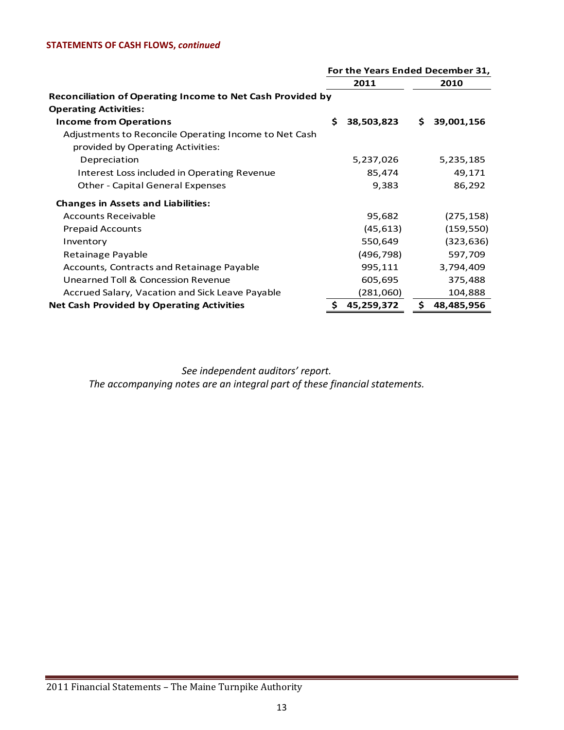**STATEMENTS OF CASH FLOWS, *continued***

| | For the Years Ended December 31, | |
|---|---|---|
| | **2011** | **2010** |
| **Reconciliation of Operating Income to Net Cash Provided by Operating Activities:** | | |
| **Income from Operations** | **$ 38,503,823** | **$ 39,001,156** |
| Adjustments to Reconcile Operating Income to Net Cash provided by Operating Activities: | | |
| Depreciation | 5,237,026 | 5,235,185 |
| Interest Loss included in Operating Revenue | 85,474 | 49,171 |
| Other - Capital General Expenses | 9,383 | 86,292 |
| **Changes in Assets and Liabilities:** | | |
| Accounts Receivable | 95,682 | (275,158) |
| Prepaid Accounts | (45,613) | (159,550) |
| Inventory | 550,649 | (323,636) |
| Retainage Payable | (496,798) | 597,709 |
| Accounts, Contracts and Retainage Payable | 995,111 | 3,794,409 |
| Unearned Toll & Concession Revenue | 605,695 | 375,488 |
| Accrued Salary, Vacation and Sick Leave Payable | (281,060) | 104,888 |
| **Net Cash Provided by Operating Activities** | **$ 45,259,372** | **$ 48,485,956** |

*See independent auditors' report.*
*The accompanying notes are an integral part of these financial statements.*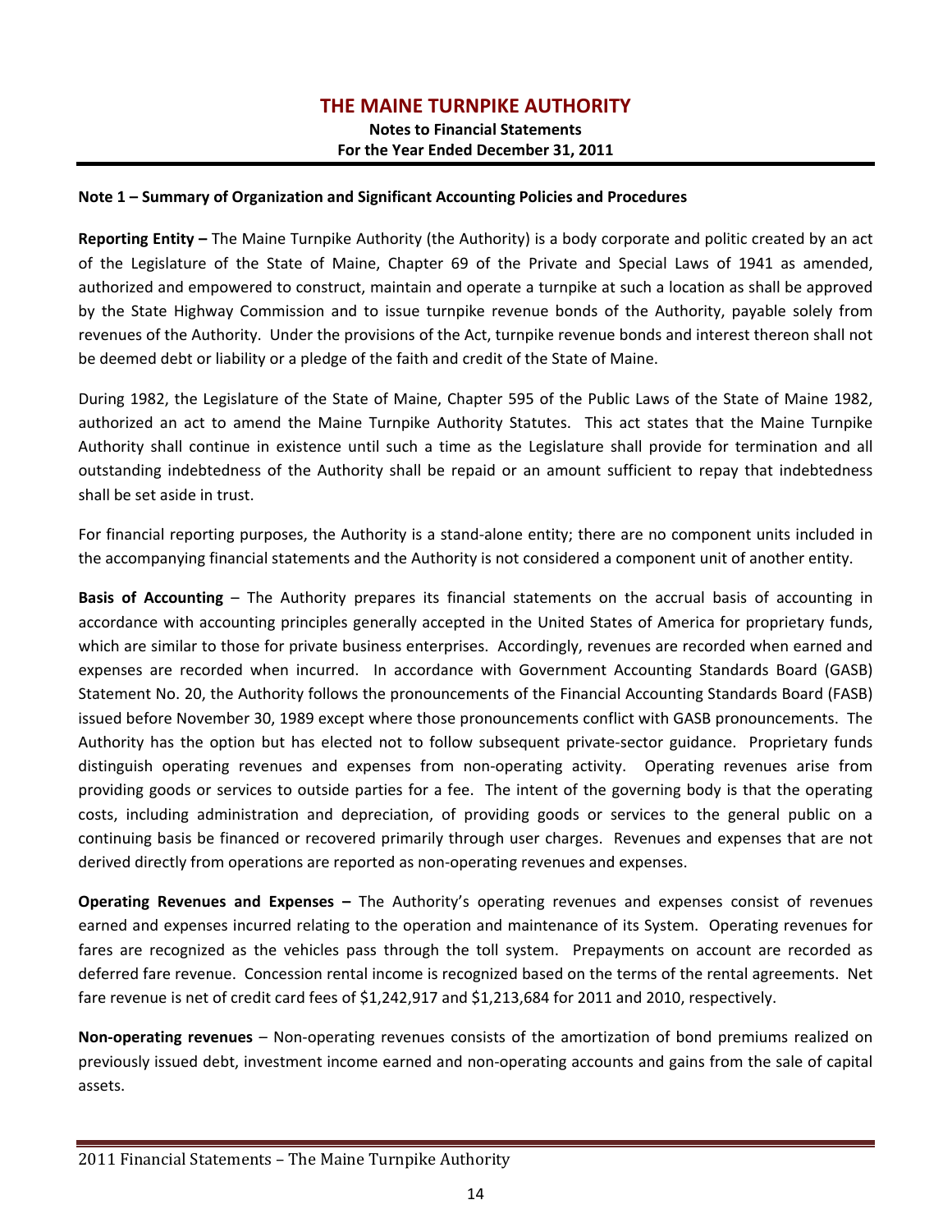# THE MAINE TURNPIKE AUTHORITY

**Notes to Financial Statements**
**For the Year Ended December 31, 2011**

**Note 1 – Summary of Organization and Significant Accounting Policies and Procedures**

**Reporting Entity –** The Maine Turnpike Authority (the Authority) is a body corporate and politic created by an act of the Legislature of the State of Maine, Chapter 69 of the Private and Special Laws of 1941 as amended, authorized and empowered to construct, maintain and operate a turnpike at such a location as shall be approved by the State Highway Commission and to issue turnpike revenue bonds of the Authority, payable solely from revenues of the Authority. Under the provisions of the Act, turnpike revenue bonds and interest thereon shall not be deemed debt or liability or a pledge of the faith and credit of the State of Maine.

During 1982, the Legislature of the State of Maine, Chapter 595 of the Public Laws of the State of Maine 1982, authorized an act to amend the Maine Turnpike Authority Statutes. This act states that the Maine Turnpike Authority shall continue in existence until such a time as the Legislature shall provide for termination and all outstanding indebtedness of the Authority shall be repaid or an amount sufficient to repay that indebtedness shall be set aside in trust.

For financial reporting purposes, the Authority is a stand-alone entity; there are no component units included in the accompanying financial statements and the Authority is not considered a component unit of another entity.

**Basis of Accounting** – The Authority prepares its financial statements on the accrual basis of accounting in accordance with accounting principles generally accepted in the United States of America for proprietary funds, which are similar to those for private business enterprises. Accordingly, revenues are recorded when earned and expenses are recorded when incurred. In accordance with Government Accounting Standards Board (GASB) Statement No. 20, the Authority follows the pronouncements of the Financial Accounting Standards Board (FASB) issued before November 30, 1989 except where those pronouncements conflict with GASB pronouncements. The Authority has the option but has elected not to follow subsequent private-sector guidance. Proprietary funds distinguish operating revenues and expenses from non-operating activity. Operating revenues arise from providing goods or services to outside parties for a fee. The intent of the governing body is that the operating costs, including administration and depreciation, of providing goods or services to the general public on a continuing basis be financed or recovered primarily through user charges. Revenues and expenses that are not derived directly from operations are reported as non-operating revenues and expenses.

**Operating Revenues and Expenses –** The Authority's operating revenues and expenses consist of revenues earned and expenses incurred relating to the operation and maintenance of its System. Operating revenues for fares are recognized as the vehicles pass through the toll system. Prepayments on account are recorded as deferred fare revenue. Concession rental income is recognized based on the terms of the rental agreements. Net fare revenue is net of credit card fees of $1,242,917 and $1,213,684 for 2011 and 2010, respectively.

**Non-operating revenues** – Non-operating revenues consists of the amortization of bond premiums realized on previously issued debt, investment income earned and non-operating accounts and gains from the sale of capital assets.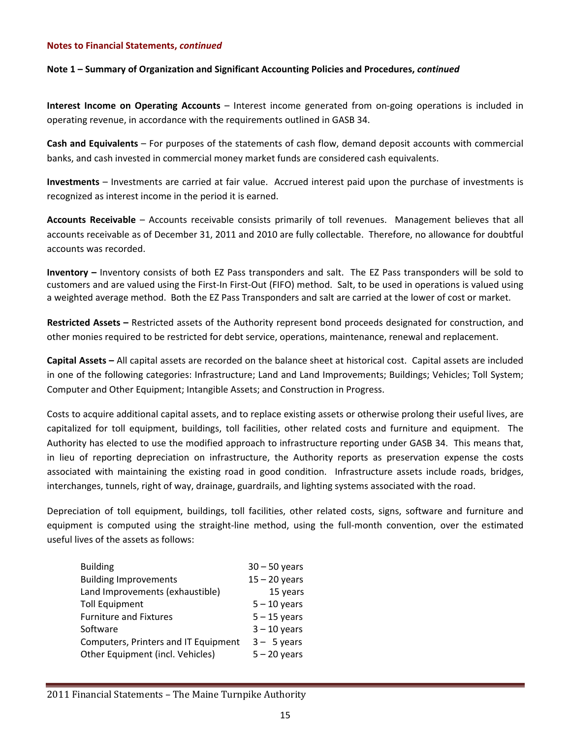**Notes to Financial Statements, *continued***

**Note 1 – Summary of Organization and Significant Accounting Policies and Procedures, *continued***

**Interest Income on Operating Accounts** – Interest income generated from on-going operations is included in operating revenue, in accordance with the requirements outlined in GASB 34.

**Cash and Equivalents** – For purposes of the statements of cash flow, demand deposit accounts with commercial banks, and cash invested in commercial money market funds are considered cash equivalents.

**Investments** – Investments are carried at fair value. Accrued interest paid upon the purchase of investments is recognized as interest income in the period it is earned.

**Accounts Receivable** – Accounts receivable consists primarily of toll revenues. Management believes that all accounts receivable as of December 31, 2011 and 2010 are fully collectable. Therefore, no allowance for doubtful accounts was recorded.

**Inventory –** Inventory consists of both EZ Pass transponders and salt. The EZ Pass transponders will be sold to customers and are valued using the First-In First-Out (FIFO) method. Salt, to be used in operations is valued using a weighted average method. Both the EZ Pass Transponders and salt are carried at the lower of cost or market.

**Restricted Assets –** Restricted assets of the Authority represent bond proceeds designated for construction, and other monies required to be restricted for debt service, operations, maintenance, renewal and replacement.

**Capital Assets –** All capital assets are recorded on the balance sheet at historical cost. Capital assets are included in one of the following categories: Infrastructure; Land and Land Improvements; Buildings; Vehicles; Toll System; Computer and Other Equipment; Intangible Assets; and Construction in Progress.

Costs to acquire additional capital assets, and to replace existing assets or otherwise prolong their useful lives, are capitalized for toll equipment, buildings, toll facilities, other related costs and furniture and equipment. The Authority has elected to use the modified approach to infrastructure reporting under GASB 34. This means that, in lieu of reporting depreciation on infrastructure, the Authority reports as preservation expense the costs associated with maintaining the existing road in good condition. Infrastructure assets include roads, bridges, interchanges, tunnels, right of way, drainage, guardrails, and lighting systems associated with the road.

Depreciation of toll equipment, buildings, toll facilities, other related costs, signs, software and furniture and equipment is computed using the straight-line method, using the full-month convention, over the estimated useful lives of the assets as follows:

| | |
|---|---|
| Building | 30 – 50 years |
| Building Improvements | 15 – 20 years |
| Land Improvements (exhaustible) | 15 years |
| Toll Equipment | 5 – 10 years |
| Furniture and Fixtures | 5 – 15 years |
| Software | 3 – 10 years |
| Computers, Printers and IT Equipment | 3 – 5 years |
| Other Equipment (incl. Vehicles) | 5 – 20 years |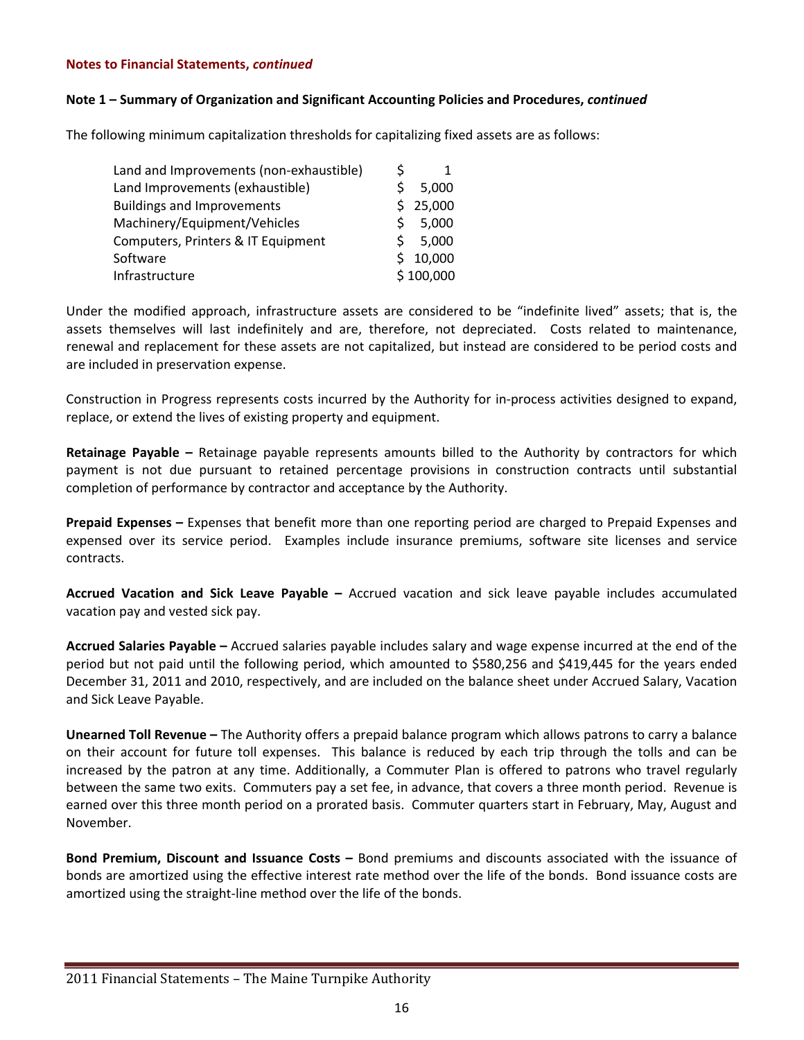**Notes to Financial Statements, *continued***

**Note 1 – Summary of Organization and Significant Accounting Policies and Procedures, *continued***

The following minimum capitalization thresholds for capitalizing fixed assets are as follows:

| Asset Category | Threshold |
|---|---|
| Land and Improvements (non-exhaustible) | $ 1 |
| Land Improvements (exhaustible) | $ 5,000 |
| Buildings and Improvements | $ 25,000 |
| Machinery/Equipment/Vehicles | $ 5,000 |
| Computers, Printers & IT Equipment | $ 5,000 |
| Software | $ 10,000 |
| Infrastructure | $ 100,000 |

Under the modified approach, infrastructure assets are considered to be "indefinite lived" assets; that is, the assets themselves will last indefinitely and are, therefore, not depreciated. Costs related to maintenance, renewal and replacement for these assets are not capitalized, but instead are considered to be period costs and are included in preservation expense.

Construction in Progress represents costs incurred by the Authority for in-process activities designed to expand, replace, or extend the lives of existing property and equipment.

**Retainage Payable –** Retainage payable represents amounts billed to the Authority by contractors for which payment is not due pursuant to retained percentage provisions in construction contracts until substantial completion of performance by contractor and acceptance by the Authority.

**Prepaid Expenses –** Expenses that benefit more than one reporting period are charged to Prepaid Expenses and expensed over its service period. Examples include insurance premiums, software site licenses and service contracts.

**Accrued Vacation and Sick Leave Payable –** Accrued vacation and sick leave payable includes accumulated vacation pay and vested sick pay.

**Accrued Salaries Payable –** Accrued salaries payable includes salary and wage expense incurred at the end of the period but not paid until the following period, which amounted to $580,256 and $419,445 for the years ended December 31, 2011 and 2010, respectively, and are included on the balance sheet under Accrued Salary, Vacation and Sick Leave Payable.

**Unearned Toll Revenue –** The Authority offers a prepaid balance program which allows patrons to carry a balance on their account for future toll expenses. This balance is reduced by each trip through the tolls and can be increased by the patron at any time. Additionally, a Commuter Plan is offered to patrons who travel regularly between the same two exits. Commuters pay a set fee, in advance, that covers a three month period. Revenue is earned over this three month period on a prorated basis. Commuter quarters start in February, May, August and November.

**Bond Premium, Discount and Issuance Costs –** Bond premiums and discounts associated with the issuance of bonds are amortized using the effective interest rate method over the life of the bonds. Bond issuance costs are amortized using the straight-line method over the life of the bonds.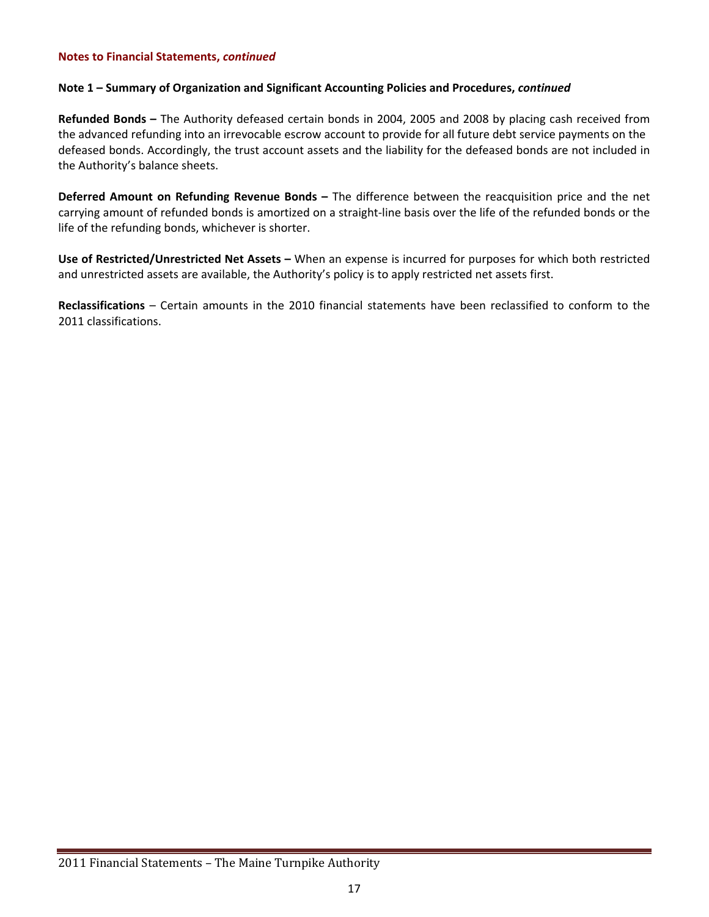**Notes to Financial Statements, *continued***

**Note 1 – Summary of Organization and Significant Accounting Policies and Procedures, *continued***

**Refunded Bonds –** The Authority defeased certain bonds in 2004, 2005 and 2008 by placing cash received from the advanced refunding into an irrevocable escrow account to provide for all future debt service payments on the defeased bonds. Accordingly, the trust account assets and the liability for the defeased bonds are not included in the Authority's balance sheets.

**Deferred Amount on Refunding Revenue Bonds –** The difference between the reacquisition price and the net carrying amount of refunded bonds is amortized on a straight-line basis over the life of the refunded bonds or the life of the refunding bonds, whichever is shorter.

**Use of Restricted/Unrestricted Net Assets –** When an expense is incurred for purposes for which both restricted and unrestricted assets are available, the Authority's policy is to apply restricted net assets first.

**Reclassifications** – Certain amounts in the 2010 financial statements have been reclassified to conform to the 2011 classifications.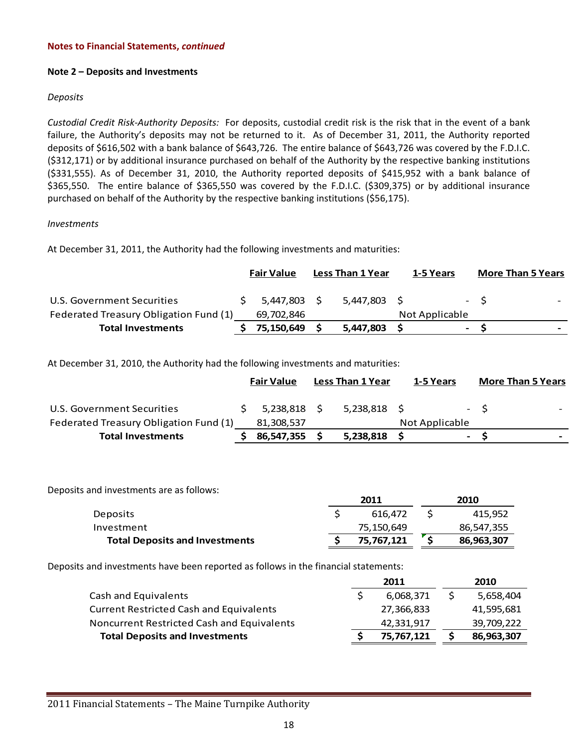**Notes to Financial Statements, *continued***

**Note 2 – Deposits and Investments**

*Deposits*

*Custodial Credit Risk-Authority Deposits:* For deposits, custodial credit risk is the risk that in the event of a bank failure, the Authority's deposits may not be returned to it. As of December 31, 2011, the Authority reported deposits of $616,502 with a bank balance of $643,726. The entire balance of $643,726 was covered by the F.D.I.C. ($312,171) or by additional insurance purchased on behalf of the Authority by the respective banking institutions ($331,555). As of December 31, 2010, the Authority reported deposits of $415,952 with a bank balance of $365,550. The entire balance of $365,550 was covered by the F.D.I.C. ($309,375) or by additional insurance purchased on behalf of the Authority by the respective banking institutions ($56,175).

*Investments*

At December 31, 2011, the Authority had the following investments and maturities:

| | Fair Value | Less Than 1 Year | 1-5 Years | More Than 5 Years |
|---|---|---|---|---|
| U.S. Government Securities | $ 5,447,803 | $ 5,447,803 | $ - | $ - |
| Federated Treasury Obligation Fund (1) | 69,702,846 | | Not Applicable | |
| **Total Investments** | **$ 75,150,649** | **$ 5,447,803** | **$ -** | **$ -** |

At December 31, 2010, the Authority had the following investments and maturities:

| | Fair Value | Less Than 1 Year | 1-5 Years | More Than 5 Years |
|---|---|---|---|---|
| U.S. Government Securities | $ 5,238,818 | $ 5,238,818 | $ - | $ - |
| Federated Treasury Obligation Fund (1) | 81,308,537 | | Not Applicable | |
| **Total Investments** | **$ 86,547,355** | **$ 5,238,818** | **$ -** | **$ -** |

Deposits and investments are as follows:

| | 2011 | 2010 |
|---|---|---|
| Deposits | $ 616,472 | $ 415,952 |
| Investment | 75,150,649 | 86,547,355 |
| **Total Deposits and Investments** | **$ 75,767,121** | **$ 86,963,307** |

Deposits and investments have been reported as follows in the financial statements:

| | 2011 | 2010 |
|---|---|---|
| Cash and Equivalents | $ 6,068,371 | $ 5,658,404 |
| Current Restricted Cash and Equivalents | 27,366,833 | 41,595,681 |
| Noncurrent Restricted Cash and Equivalents | 42,331,917 | 39,709,222 |
| **Total Deposits and Investments** | **$ 75,767,121** | **$ 86,963,307** |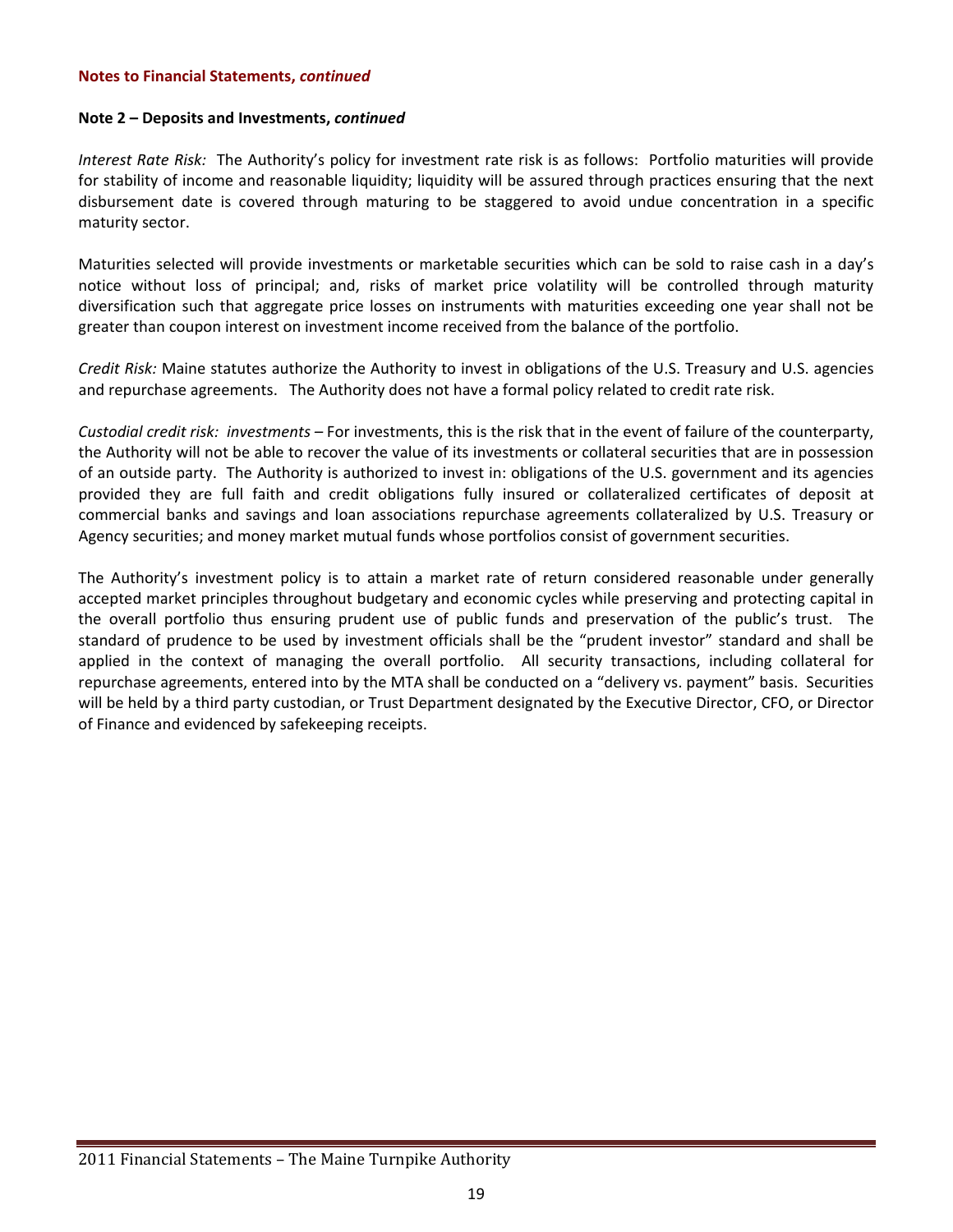**Notes to Financial Statements, *continued***

**Note 2 – Deposits and Investments, *continued***

*Interest Rate Risk:* The Authority's policy for investment rate risk is as follows: Portfolio maturities will provide for stability of income and reasonable liquidity; liquidity will be assured through practices ensuring that the next disbursement date is covered through maturing to be staggered to avoid undue concentration in a specific maturity sector.

Maturities selected will provide investments or marketable securities which can be sold to raise cash in a day's notice without loss of principal; and, risks of market price volatility will be controlled through maturity diversification such that aggregate price losses on instruments with maturities exceeding one year shall not be greater than coupon interest on investment income received from the balance of the portfolio.

*Credit Risk:* Maine statutes authorize the Authority to invest in obligations of the U.S. Treasury and U.S. agencies and repurchase agreements. The Authority does not have a formal policy related to credit rate risk.

*Custodial credit risk: investments* – For investments, this is the risk that in the event of failure of the counterparty, the Authority will not be able to recover the value of its investments or collateral securities that are in possession of an outside party. The Authority is authorized to invest in: obligations of the U.S. government and its agencies provided they are full faith and credit obligations fully insured or collateralized certificates of deposit at commercial banks and savings and loan associations repurchase agreements collateralized by U.S. Treasury or Agency securities; and money market mutual funds whose portfolios consist of government securities.

The Authority's investment policy is to attain a market rate of return considered reasonable under generally accepted market principles throughout budgetary and economic cycles while preserving and protecting capital in the overall portfolio thus ensuring prudent use of public funds and preservation of the public's trust. The standard of prudence to be used by investment officials shall be the "prudent investor" standard and shall be applied in the context of managing the overall portfolio. All security transactions, including collateral for repurchase agreements, entered into by the MTA shall be conducted on a "delivery vs. payment" basis. Securities will be held by a third party custodian, or Trust Department designated by the Executive Director, CFO, or Director of Finance and evidenced by safekeeping receipts.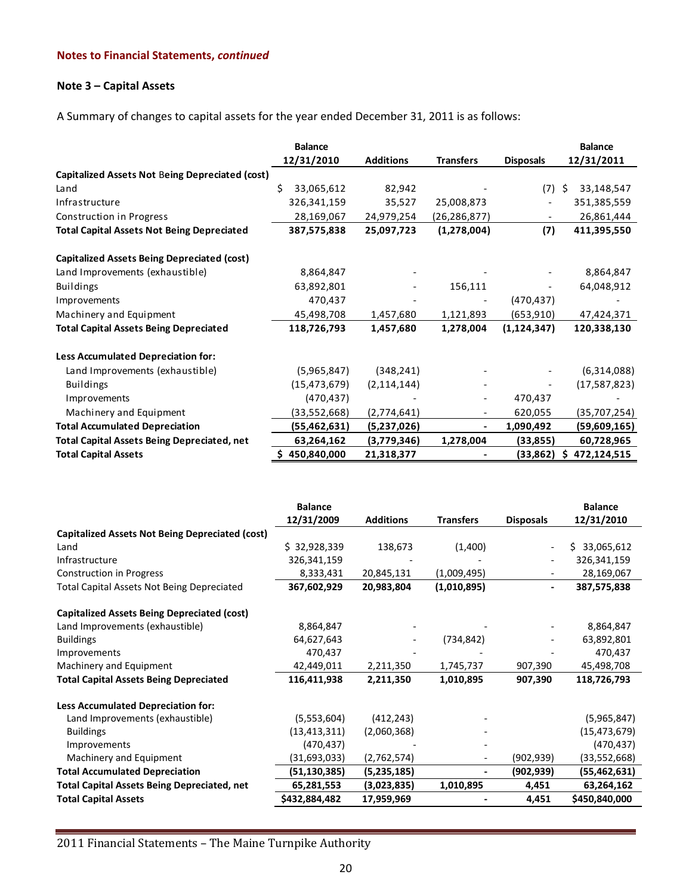**Notes to Financial Statements, *continued***

### Note 3 – Capital Assets

A Summary of changes to capital assets for the year ended December 31, 2011 is as follows:

| | Balance 12/31/2010 | Additions | Transfers | Disposals | Balance 12/31/2011 |
|---|---|---|---|---|---|
| **Capitalized Assets Not Being Depreciated (cost)** | | | | | |
| Land | $ 33,065,612 | 82,942 | - | (7) | $ 33,148,547 |
| Infrastructure | 326,341,159 | 35,527 | 25,008,873 | - | 351,385,559 |
| Construction in Progress | 28,169,067 | 24,979,254 | (26,286,877) | - | 26,861,444 |
| **Total Capital Assets Not Being Depreciated** | **387,575,838** | **25,097,723** | **(1,278,004)** | **(7)** | **411,395,550** |
| **Capitalized Assets Being Depreciated (cost)** | | | | | |
| Land Improvements (exhaustible) | 8,864,847 | - | - | - | 8,864,847 |
| Buildings | 63,892,801 | - | 156,111 | - | 64,048,912 |
| Improvements | 470,437 | - | - | (470,437) | - |
| Machinery and Equipment | 45,498,708 | 1,457,680 | 1,121,893 | (653,910) | 47,424,371 |
| **Total Capital Assets Being Depreciated** | **118,726,793** | **1,457,680** | **1,278,004** | **(1,124,347)** | **120,338,130** |
| **Less Accumulated Depreciation for:** | | | | | |
| Land Improvements (exhaustible) | (5,965,847) | (348,241) | - | - | (6,314,088) |
| Buildings | (15,473,679) | (2,114,144) | - | - | (17,587,823) |
| Improvements | (470,437) | - | - | 470,437 | - |
| Machinery and Equipment | (33,552,668) | (2,774,641) | - | 620,055 | (35,707,254) |
| **Total Accumulated Depreciation** | **(55,462,631)** | **(5,237,026)** | **-** | **1,090,492** | **(59,609,165)** |
| **Total Capital Assets Being Depreciated, net** | **63,264,162** | **(3,779,346)** | **1,278,004** | **(33,855)** | **60,728,965** |
| **Total Capital Assets** | **$ 450,840,000** | **21,318,377** | **-** | **(33,862)** | **$ 472,124,515** |

| | Balance 12/31/2009 | Additions | Transfers | Disposals | Balance 12/31/2010 |
|---|---|---|---|---|---|
| **Capitalized Assets Not Being Depreciated (cost)** | | | | | |
| Land | $ 32,928,339 | 138,673 | (1,400) | - | $ 33,065,612 |
| Infrastructure | 326,341,159 | - | - | - | 326,341,159 |
| Construction in Progress | 8,333,431 | 20,845,131 | (1,009,495) | - | 28,169,067 |
| Total Capital Assets Not Being Depreciated | **367,602,929** | **20,983,804** | **(1,010,895)** | **-** | **387,575,838** |
| **Capitalized Assets Being Depreciated (cost)** | | | | | |
| Land Improvements (exhaustible) | 8,864,847 | - | - | - | 8,864,847 |
| Buildings | 64,627,643 | - | (734,842) | - | 63,892,801 |
| Improvements | 470,437 | - | - | - | 470,437 |
| Machinery and Equipment | 42,449,011 | 2,211,350 | 1,745,737 | 907,390 | 45,498,708 |
| **Total Capital Assets Being Depreciated** | **116,411,938** | **2,211,350** | **1,010,895** | **907,390** | **118,726,793** |
| **Less Accumulated Depreciation for:** | | | | | |
| Land Improvements (exhaustible) | (5,553,604) | (412,243) | - | | (5,965,847) |
| Buildings | (13,413,311) | (2,060,368) | - | | (15,473,679) |
| Improvements | (470,437) | - | - | | (470,437) |
| Machinery and Equipment | (31,693,033) | (2,762,574) | - | (902,939) | (33,552,668) |
| **Total Accumulated Depreciation** | **(51,130,385)** | **(5,235,185)** | **-** | **(902,939)** | **(55,462,631)** |
| **Total Capital Assets Being Depreciated, net** | **65,281,553** | **(3,023,835)** | **1,010,895** | **4,451** | **63,264,162** |
| **Total Capital Assets** | **$432,884,482** | **17,959,969** | **-** | **4,451** | **$450,840,000** |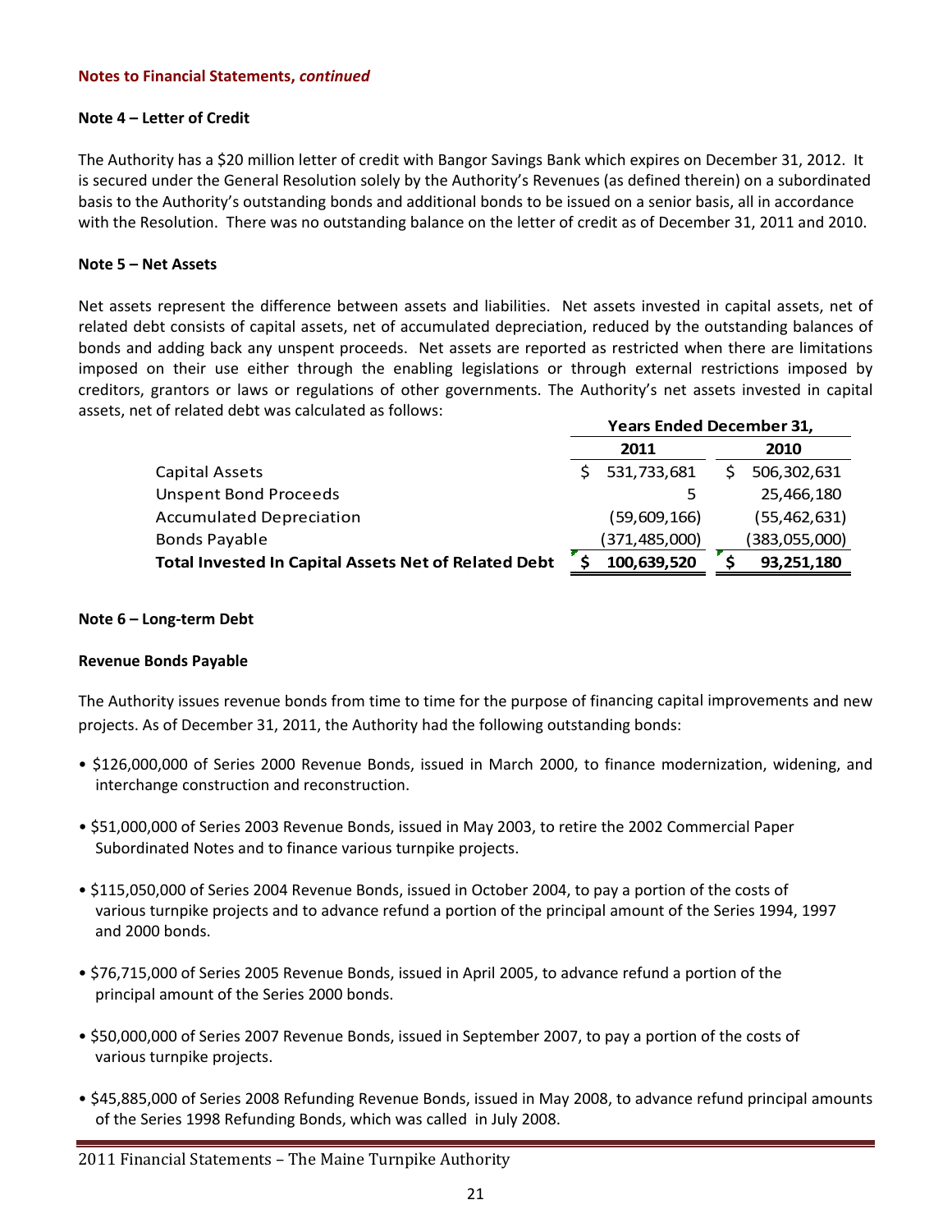**Notes to Financial Statements, *continued***

**Note 4 – Letter of Credit**

The Authority has a $20 million letter of credit with Bangor Savings Bank which expires on December 31, 2012. It is secured under the General Resolution solely by the Authority's Revenues (as defined therein) on a subordinated basis to the Authority's outstanding bonds and additional bonds to be issued on a senior basis, all in accordance with the Resolution. There was no outstanding balance on the letter of credit as of December 31, 2011 and 2010.

**Note 5 – Net Assets**

Net assets represent the difference between assets and liabilities. Net assets invested in capital assets, net of related debt consists of capital assets, net of accumulated depreciation, reduced by the outstanding balances of bonds and adding back any unspent proceeds. Net assets are reported as restricted when there are limitations imposed on their use either through the enabling legislations or through external restrictions imposed by creditors, grantors or laws or regulations of other governments. The Authority's net assets invested in capital assets, net of related debt was calculated as follows:

| | Years Ended December 31, | |
|---|---|---|
| | 2011 | 2010 |
| Capital Assets | $ 531,733,681 | $ 506,302,631 |
| Unspent Bond Proceeds | 5 | 25,466,180 |
| Accumulated Depreciation | (59,609,166) | (55,462,631) |
| Bonds Payable | (371,485,000) | (383,055,000) |
| **Total Invested In Capital Assets Net of Related Debt** | **$ 100,639,520** | **$ 93,251,180** |

**Note 6 – Long-term Debt**

**Revenue Bonds Payable**

The Authority issues revenue bonds from time to time for the purpose of financing capital improvements and new projects. As of December 31, 2011, the Authority had the following outstanding bonds:

- $126,000,000 of Series 2000 Revenue Bonds, issued in March 2000, to finance modernization, widening, and interchange construction and reconstruction.
- $51,000,000 of Series 2003 Revenue Bonds, issued in May 2003, to retire the 2002 Commercial Paper Subordinated Notes and to finance various turnpike projects.
- $115,050,000 of Series 2004 Revenue Bonds, issued in October 2004, to pay a portion of the costs of various turnpike projects and to advance refund a portion of the principal amount of the Series 1994, 1997 and 2000 bonds.
- $76,715,000 of Series 2005 Revenue Bonds, issued in April 2005, to advance refund a portion of the principal amount of the Series 2000 bonds.
- $50,000,000 of Series 2007 Revenue Bonds, issued in September 2007, to pay a portion of the costs of various turnpike projects.
- $45,885,000 of Series 2008 Refunding Revenue Bonds, issued in May 2008, to advance refund principal amounts of the Series 1998 Refunding Bonds, which was called in July 2008.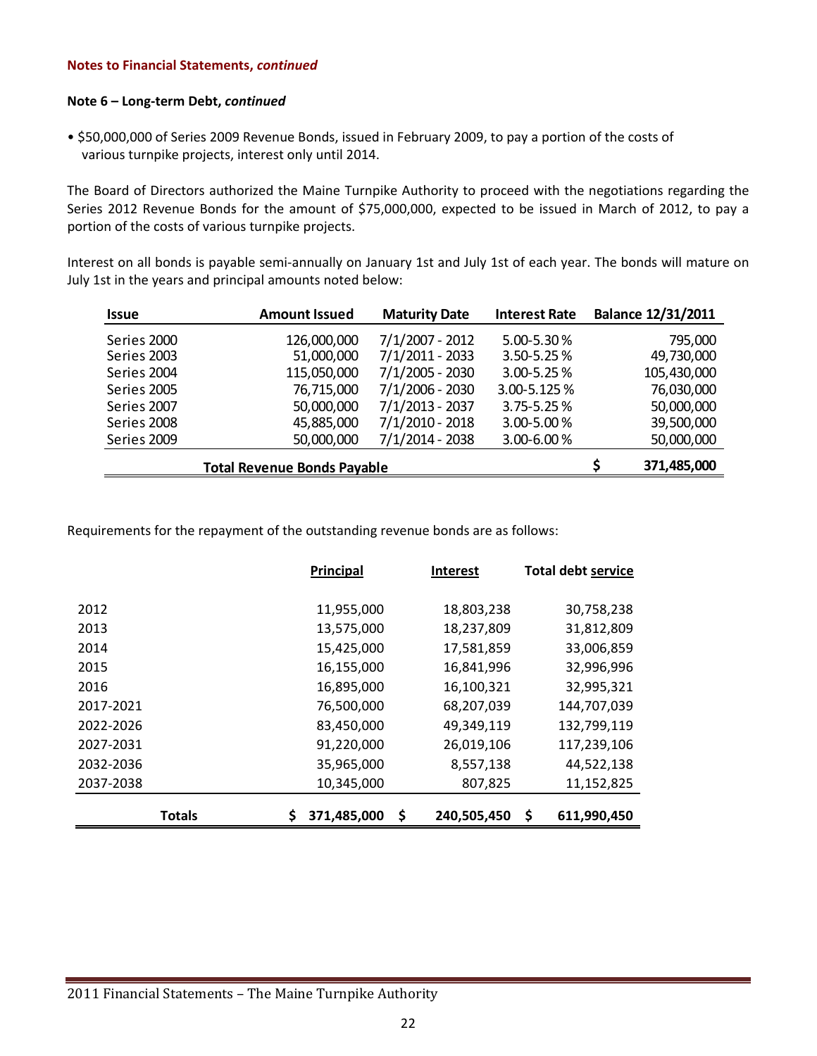**Notes to Financial Statements, *continued***

**Note 6 – Long-term Debt, *continued***

- $50,000,000 of Series 2009 Revenue Bonds, issued in February 2009, to pay a portion of the costs of various turnpike projects, interest only until 2014.

The Board of Directors authorized the Maine Turnpike Authority to proceed with the negotiations regarding the Series 2012 Revenue Bonds for the amount of $75,000,000, expected to be issued in March of 2012, to pay a portion of the costs of various turnpike projects.

Interest on all bonds is payable semi-annually on January 1st and July 1st of each year. The bonds will mature on July 1st in the years and principal amounts noted below:

| Issue | Amount Issued | Maturity Date | Interest Rate | Balance 12/31/2011 |
|---|---|---|---|---|
| Series 2000 | 126,000,000 | 7/1/2007 - 2012 | 5.00-5.30 % | 795,000 |
| Series 2003 | 51,000,000 | 7/1/2011 - 2033 | 3.50-5.25 % | 49,730,000 |
| Series 2004 | 115,050,000 | 7/1/2005 - 2030 | 3.00-5.25 % | 105,430,000 |
| Series 2005 | 76,715,000 | 7/1/2006 - 2030 | 3.00-5.125 % | 76,030,000 |
| Series 2007 | 50,000,000 | 7/1/2013 - 2037 | 3.75-5.25 % | 50,000,000 |
| Series 2008 | 45,885,000 | 7/1/2010 - 2018 | 3.00-5.00 % | 39,500,000 |
| Series 2009 | 50,000,000 | 7/1/2014 - 2038 | 3.00-6.00 % | 50,000,000 |
| **Total Revenue Bonds Payable** | | | | **$ 371,485,000** |

Requirements for the repayment of the outstanding revenue bonds are as follows:

| | Principal | Interest | Total debt service |
|---|---|---|---|
| 2012 | 11,955,000 | 18,803,238 | 30,758,238 |
| 2013 | 13,575,000 | 18,237,809 | 31,812,809 |
| 2014 | 15,425,000 | 17,581,859 | 33,006,859 |
| 2015 | 16,155,000 | 16,841,996 | 32,996,996 |
| 2016 | 16,895,000 | 16,100,321 | 32,995,321 |
| 2017-2021 | 76,500,000 | 68,207,039 | 144,707,039 |
| 2022-2026 | 83,450,000 | 49,349,119 | 132,799,119 |
| 2027-2031 | 91,220,000 | 26,019,106 | 117,239,106 |
| 2032-2036 | 35,965,000 | 8,557,138 | 44,522,138 |
| 2037-2038 | 10,345,000 | 807,825 | 11,152,825 |
| **Totals** | **$ 371,485,000** | **$ 240,505,450** | **$ 611,990,450** |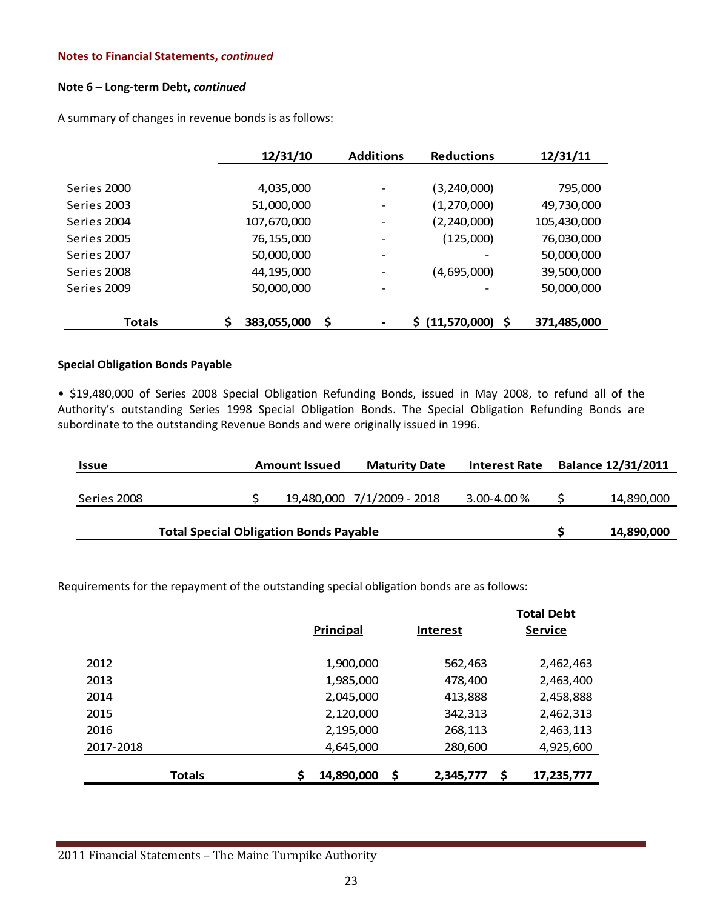**Notes to Financial Statements, *continued***

**Note 6 – Long-term Debt, *continued***

A summary of changes in revenue bonds is as follows:

| | 12/31/10 | Additions | Reductions | 12/31/11 |
|---|---|---|---|---|
| Series 2000 | 4,035,000 | - | (3,240,000) | 795,000 |
| Series 2003 | 51,000,000 | - | (1,270,000) | 49,730,000 |
| Series 2004 | 107,670,000 | - | (2,240,000) | 105,430,000 |
| Series 2005 | 76,155,000 | - | (125,000) | 76,030,000 |
| Series 2007 | 50,000,000 | - | - | 50,000,000 |
| Series 2008 | 44,195,000 | - | (4,695,000) | 39,500,000 |
| Series 2009 | 50,000,000 | - | - | 50,000,000 |
| **Totals** | **$ 383,055,000** | **$ -** | **$ (11,570,000)** | **$ 371,485,000** |

**Special Obligation Bonds Payable**

• $19,480,000 of Series 2008 Special Obligation Refunding Bonds, issued in May 2008, to refund all of the Authority's outstanding Series 1998 Special Obligation Bonds. The Special Obligation Refunding Bonds are subordinate to the outstanding Revenue Bonds and were originally issued in 1996.

| Issue | Amount Issued | Maturity Date | Interest Rate | Balance 12/31/2011 |
|---|---|---|---|---|
| Series 2008 | $ 19,480,000 | 7/1/2009 - 2018 | 3.00-4.00 % | $ 14,890,000 |
| **Total Special Obligation Bonds Payable** | | | | **$ 14,890,000** |

Requirements for the repayment of the outstanding special obligation bonds are as follows:

| | Principal | Interest | Total Debt Service |
|---|---|---|---|
| 2012 | 1,900,000 | 562,463 | 2,462,463 |
| 2013 | 1,985,000 | 478,400 | 2,463,400 |
| 2014 | 2,045,000 | 413,888 | 2,458,888 |
| 2015 | 2,120,000 | 342,313 | 2,462,313 |
| 2016 | 2,195,000 | 268,113 | 2,463,113 |
| 2017-2018 | 4,645,000 | 280,600 | 4,925,600 |
| **Totals** | **$ 14,890,000** | **$ 2,345,777** | **$ 17,235,777** |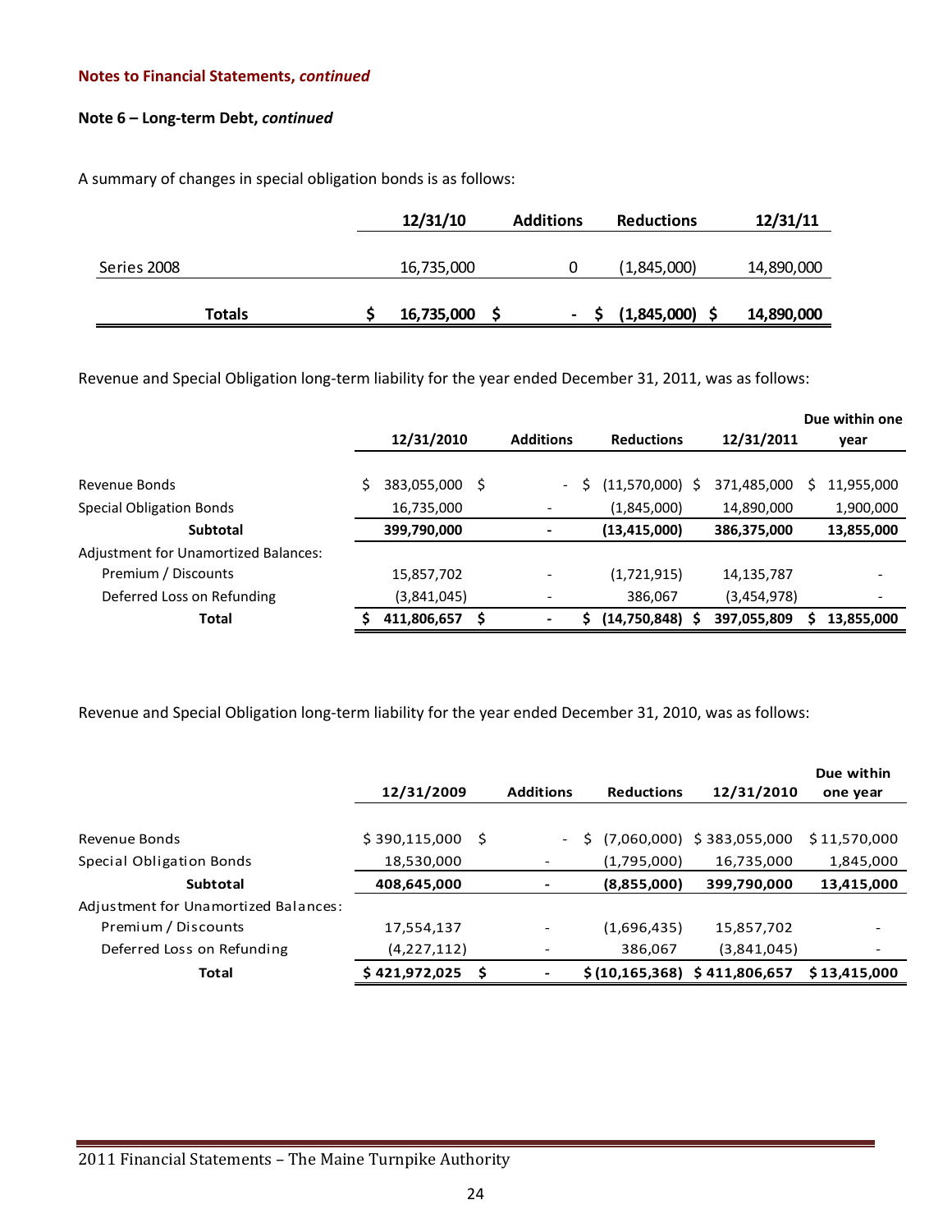**Notes to Financial Statements, *continued***

**Note 6 – Long-term Debt, *continued***

A summary of changes in special obligation bonds is as follows:

| | 12/31/10 | Additions | Reductions | 12/31/11 |
|---|---|---|---|---|
| Series 2008 | 16,735,000 | 0 | (1,845,000) | 14,890,000 |
| **Totals** | **$ 16,735,000** | **$ -** | **$ (1,845,000)** | **$ 14,890,000** |

Revenue and Special Obligation long-term liability for the year ended December 31, 2011, was as follows:

| | 12/31/2010 | Additions | Reductions | 12/31/2011 | Due within one year |
|---|---|---|---|---|---|
| Revenue Bonds | $ 383,055,000 | $ - | $ (11,570,000) | $ 371,485,000 | $ 11,955,000 |
| Special Obligation Bonds | 16,735,000 | - | (1,845,000) | 14,890,000 | 1,900,000 |
| **Subtotal** | **399,790,000** | **-** | **(13,415,000)** | **386,375,000** | **13,855,000** |
| Adjustment for Unamortized Balances: | | | | | |
| Premium / Discounts | 15,857,702 | - | (1,721,915) | 14,135,787 | - |
| Deferred Loss on Refunding | (3,841,045) | - | 386,067 | (3,454,978) | - |
| **Total** | **$ 411,806,657** | **$ -** | **$ (14,750,848)** | **$ 397,055,809** | **$ 13,855,000** |

Revenue and Special Obligation long-term liability for the year ended December 31, 2010, was as follows:

| | 12/31/2009 | Additions | Reductions | 12/31/2010 | Due within one year |
|---|---|---|---|---|---|
| Revenue Bonds | $ 390,115,000 | $ - | $ (7,060,000) | $ 383,055,000 | $ 11,570,000 |
| Special Obligation Bonds | 18,530,000 | - | (1,795,000) | 16,735,000 | 1,845,000 |
| **Subtotal** | **408,645,000** | **-** | **(8,855,000)** | **399,790,000** | **13,415,000** |
| Adjustment for Unamortized Balances: | | | | | |
| Premium / Discounts | 17,554,137 | - | (1,696,435) | 15,857,702 | - |
| Deferred Loss on Refunding | (4,227,112) | - | 386,067 | (3,841,045) | - |
| **Total** | **$ 421,972,025** | **$ -** | **$ (10,165,368)** | **$ 411,806,657** | **$ 13,415,000** |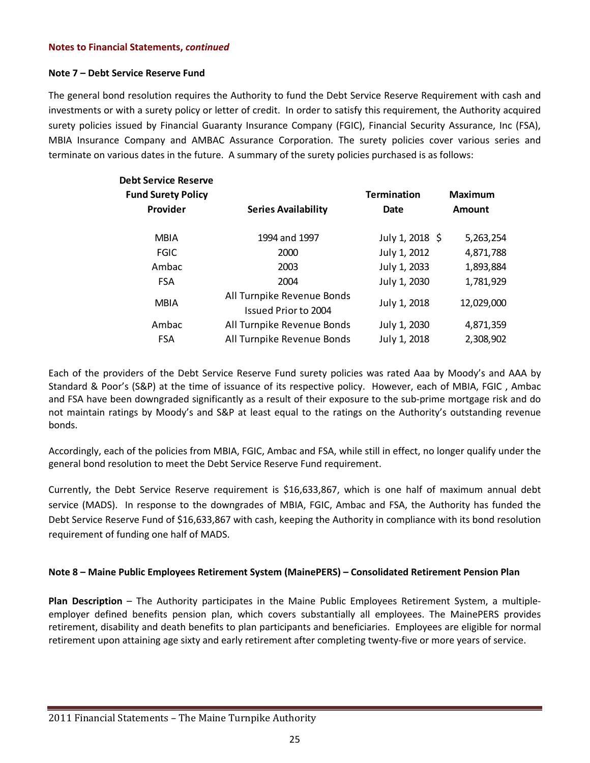**Notes to Financial Statements, *continued***

**Note 7 – Debt Service Reserve Fund**

The general bond resolution requires the Authority to fund the Debt Service Reserve Requirement with cash and investments or with a surety policy or letter of credit. In order to satisfy this requirement, the Authority acquired surety policies issued by Financial Guaranty Insurance Company (FGIC), Financial Security Assurance, Inc (FSA), MBIA Insurance Company and AMBAC Assurance Corporation. The surety policies cover various series and terminate on various dates in the future. A summary of the surety policies purchased is as follows:

| Debt Service Reserve Fund Surety Policy Provider | Series Availability | Termination Date | Maximum Amount |
|---|---|---|---|
| MBIA | 1994 and 1997 | July 1, 2018 | $ 5,263,254 |
| FGIC | 2000 | July 1, 2012 | 4,871,788 |
| Ambac | 2003 | July 1, 2033 | 1,893,884 |
| FSA | 2004 | July 1, 2030 | 1,781,929 |
| MBIA | All Turnpike Revenue Bonds Issued Prior to 2004 | July 1, 2018 | 12,029,000 |
| Ambac | All Turnpike Revenue Bonds | July 1, 2030 | 4,871,359 |
| FSA | All Turnpike Revenue Bonds | July 1, 2018 | 2,308,902 |

Each of the providers of the Debt Service Reserve Fund surety policies was rated Aaa by Moody's and AAA by Standard & Poor's (S&P) at the time of issuance of its respective policy. However, each of MBIA, FGIC , Ambac and FSA have been downgraded significantly as a result of their exposure to the sub-prime mortgage risk and do not maintain ratings by Moody's and S&P at least equal to the ratings on the Authority's outstanding revenue bonds.

Accordingly, each of the policies from MBIA, FGIC, Ambac and FSA, while still in effect, no longer qualify under the general bond resolution to meet the Debt Service Reserve Fund requirement.

Currently, the Debt Service Reserve requirement is $16,633,867, which is one half of maximum annual debt service (MADS). In response to the downgrades of MBIA, FGIC, Ambac and FSA, the Authority has funded the Debt Service Reserve Fund of $16,633,867 with cash, keeping the Authority in compliance with its bond resolution requirement of funding one half of MADS.

**Note 8 – Maine Public Employees Retirement System (MainePERS) – Consolidated Retirement Pension Plan**

**Plan Description** – The Authority participates in the Maine Public Employees Retirement System, a multiple-employer defined benefits pension plan, which covers substantially all employees. The MainePERS provides retirement, disability and death benefits to plan participants and beneficiaries. Employees are eligible for normal retirement upon attaining age sixty and early retirement after completing twenty-five or more years of service.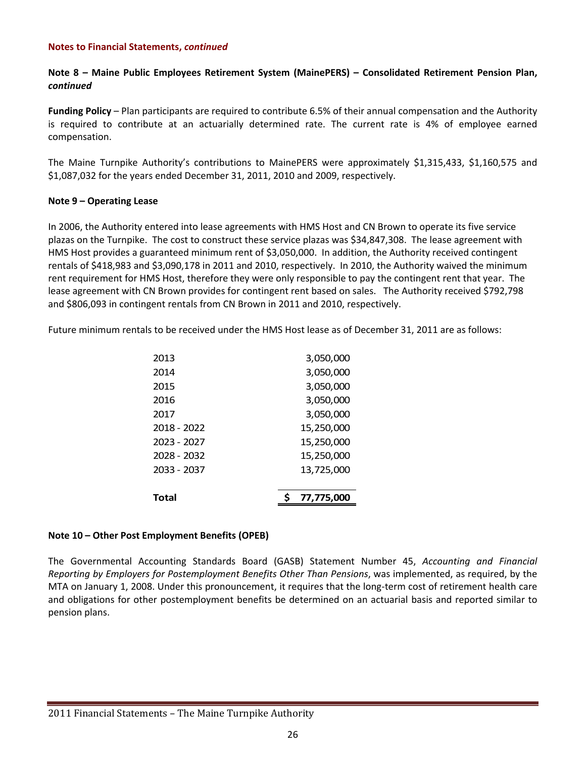**Notes to Financial Statements, *continued***

**Note 8 – Maine Public Employees Retirement System (MainePERS) – Consolidated Retirement Pension Plan, *continued***

**Funding Policy** – Plan participants are required to contribute 6.5% of their annual compensation and the Authority is required to contribute at an actuarially determined rate. The current rate is 4% of employee earned compensation.

The Maine Turnpike Authority's contributions to MainePERS were approximately $1,315,433, $1,160,575 and $1,087,032 for the years ended December 31, 2011, 2010 and 2009, respectively.

**Note 9 – Operating Lease**

In 2006, the Authority entered into lease agreements with HMS Host and CN Brown to operate its five service plazas on the Turnpike. The cost to construct these service plazas was $34,847,308. The lease agreement with HMS Host provides a guaranteed minimum rent of $3,050,000. In addition, the Authority received contingent rentals of $418,983 and $3,090,178 in 2011 and 2010, respectively. In 2010, the Authority waived the minimum rent requirement for HMS Host, therefore they were only responsible to pay the contingent rent that year. The lease agreement with CN Brown provides for contingent rent based on sales. The Authority received $792,798 and $806,093 in contingent rentals from CN Brown in 2011 and 2010, respectively.

Future minimum rentals to be received under the HMS Host lease as of December 31, 2011 are as follows:

| | |
|---|---|
| 2013 | 3,050,000 |
| 2014 | 3,050,000 |
| 2015 | 3,050,000 |
| 2016 | 3,050,000 |
| 2017 | 3,050,000 |
| 2018 - 2022 | 15,250,000 |
| 2023 - 2027 | 15,250,000 |
| 2028 - 2032 | 15,250,000 |
| 2033 - 2037 | 13,725,000 |
| **Total** | **$ 77,775,000** |

**Note 10 – Other Post Employment Benefits (OPEB)**

The Governmental Accounting Standards Board (GASB) Statement Number 45, *Accounting and Financial Reporting by Employers for Postemployment Benefits Other Than Pensions*, was implemented, as required, by the MTA on January 1, 2008. Under this pronouncement, it requires that the long-term cost of retirement health care and obligations for other postemployment benefits be determined on an actuarial basis and reported similar to pension plans.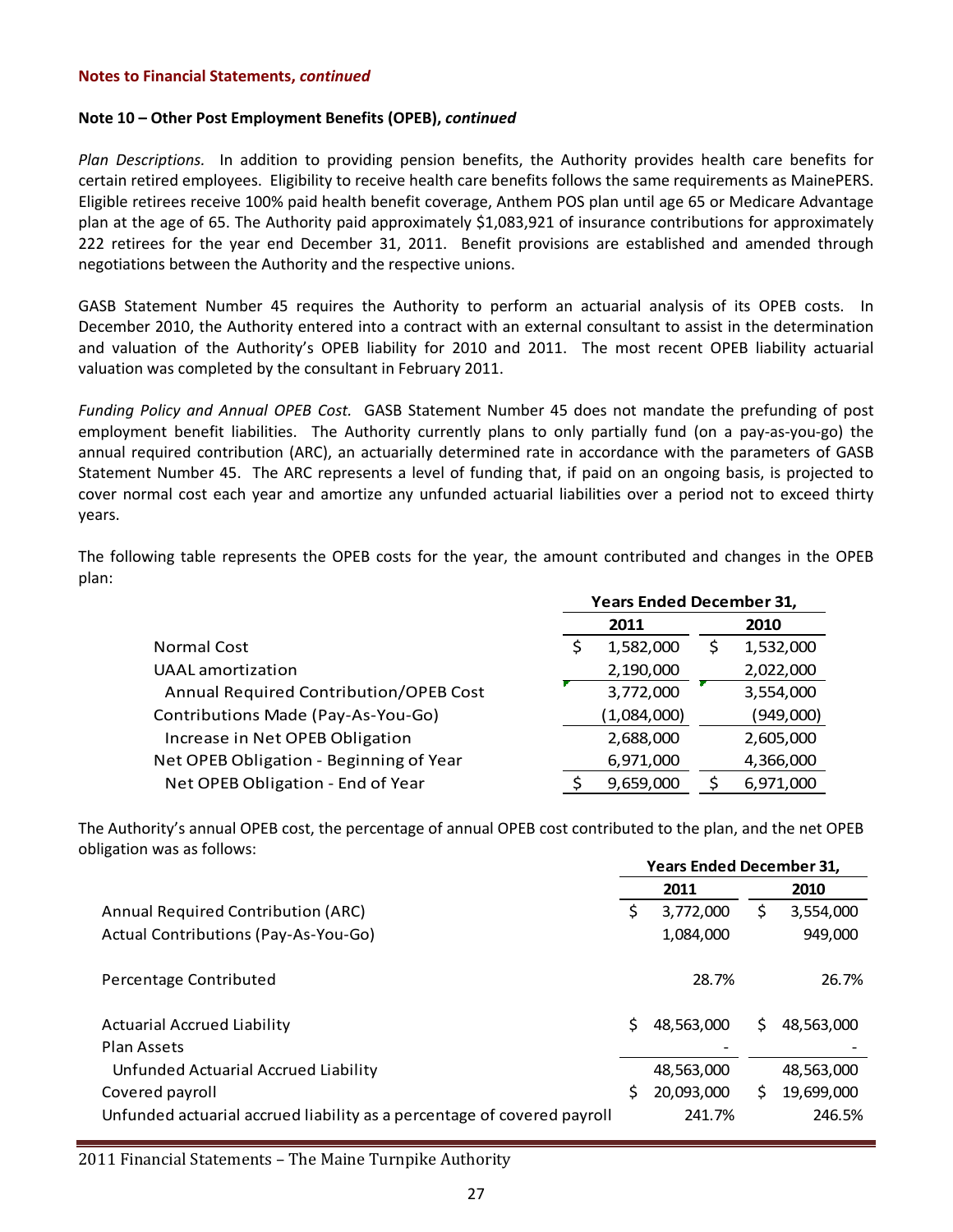**Notes to Financial Statements, *continued***

**Note 10 – Other Post Employment Benefits (OPEB), *continued***

*Plan Descriptions.* In addition to providing pension benefits, the Authority provides health care benefits for certain retired employees. Eligibility to receive health care benefits follows the same requirements as MainePERS. Eligible retirees receive 100% paid health benefit coverage, Anthem POS plan until age 65 or Medicare Advantage plan at the age of 65. The Authority paid approximately $1,083,921 of insurance contributions for approximately 222 retirees for the year end December 31, 2011. Benefit provisions are established and amended through negotiations between the Authority and the respective unions.

GASB Statement Number 45 requires the Authority to perform an actuarial analysis of its OPEB costs. In December 2010, the Authority entered into a contract with an external consultant to assist in the determination and valuation of the Authority's OPEB liability for 2010 and 2011. The most recent OPEB liability actuarial valuation was completed by the consultant in February 2011.

*Funding Policy and Annual OPEB Cost.* GASB Statement Number 45 does not mandate the prefunding of post employment benefit liabilities. The Authority currently plans to only partially fund (on a pay-as-you-go) the annual required contribution (ARC), an actuarially determined rate in accordance with the parameters of GASB Statement Number 45. The ARC represents a level of funding that, if paid on an ongoing basis, is projected to cover normal cost each year and amortize any unfunded actuarial liabilities over a period not to exceed thirty years.

The following table represents the OPEB costs for the year, the amount contributed and changes in the OPEB plan:

| | Years Ended December 31, | |
|---|---|---|
| | **2011** | **2010** |
| Normal Cost | $ 1,582,000 | $ 1,532,000 |
| UAAL amortization | 2,190,000 | 2,022,000 |
| Annual Required Contribution/OPEB Cost | 3,772,000 | 3,554,000 |
| Contributions Made (Pay-As-You-Go) | (1,084,000) | (949,000) |
| Increase in Net OPEB Obligation | 2,688,000 | 2,605,000 |
| Net OPEB Obligation - Beginning of Year | 6,971,000 | 4,366,000 |
| Net OPEB Obligation - End of Year | $ 9,659,000 | $ 6,971,000 |

The Authority's annual OPEB cost, the percentage of annual OPEB cost contributed to the plan, and the net OPEB obligation was as follows:

| | Years Ended December 31, | |
|---|---|---|
| | **2011** | **2010** |
| Annual Required Contribution (ARC) | $ 3,772,000 | $ 3,554,000 |
| Actual Contributions (Pay-As-You-Go) | 1,084,000 | 949,000 |
| Percentage Contributed | 28.7% | 26.7% |
| Actuarial Accrued Liability | $ 48,563,000 | $ 48,563,000 |
| Plan Assets | - | - |
| Unfunded Actuarial Accrued Liability | 48,563,000 | 48,563,000 |
| Covered payroll | $ 20,093,000 | $ 19,699,000 |
| Unfunded actuarial accrued liability as a percentage of covered payroll | 241.7% | 246.5% |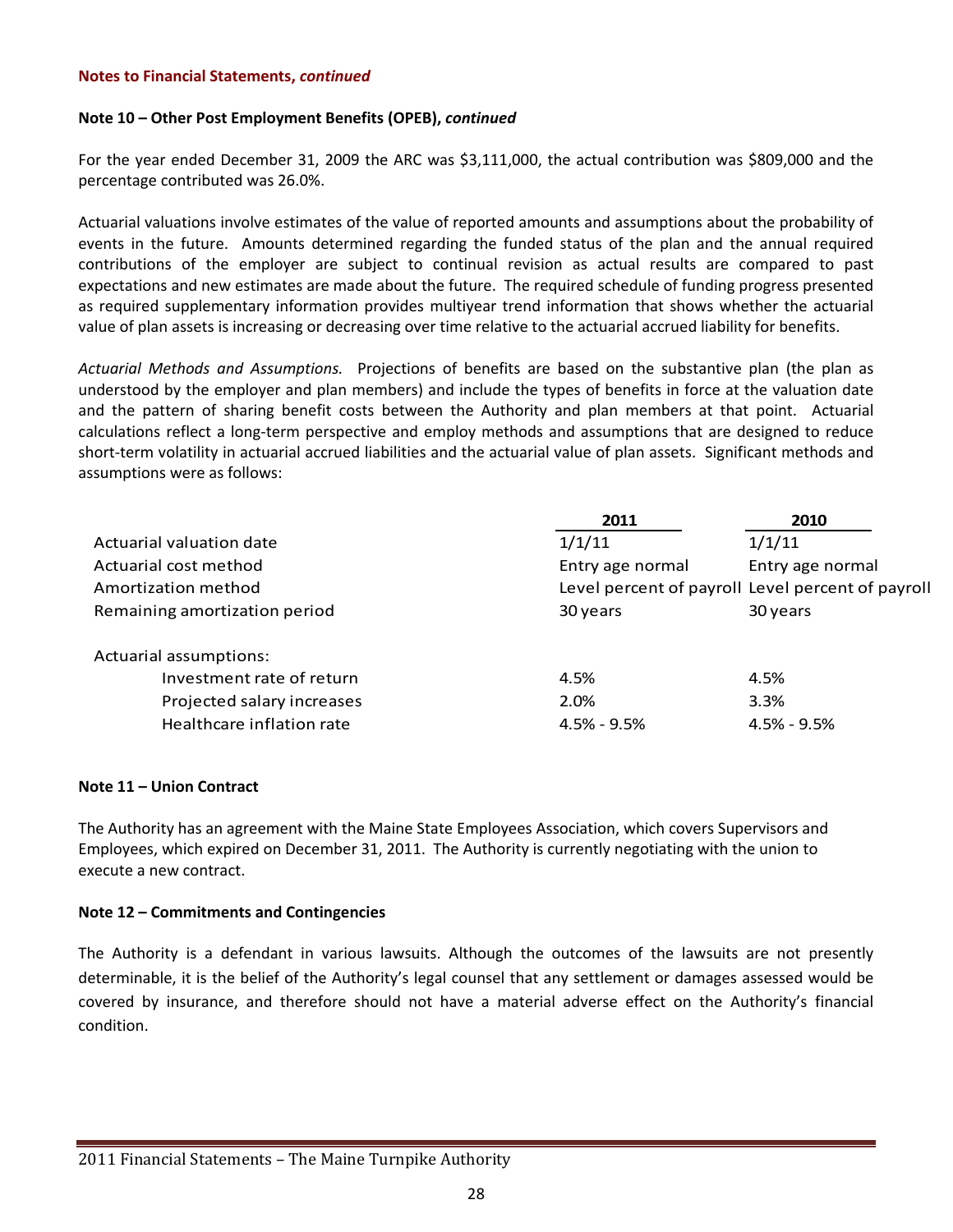**Notes to Financial Statements, *continued***

**Note 10 – Other Post Employment Benefits (OPEB), *continued***

For the year ended December 31, 2009 the ARC was $3,111,000, the actual contribution was $809,000 and the percentage contributed was 26.0%.

Actuarial valuations involve estimates of the value of reported amounts and assumptions about the probability of events in the future. Amounts determined regarding the funded status of the plan and the annual required contributions of the employer are subject to continual revision as actual results are compared to past expectations and new estimates are made about the future. The required schedule of funding progress presented as required supplementary information provides multiyear trend information that shows whether the actuarial value of plan assets is increasing or decreasing over time relative to the actuarial accrued liability for benefits.

*Actuarial Methods and Assumptions.* Projections of benefits are based on the substantive plan (the plan as understood by the employer and plan members) and include the types of benefits in force at the valuation date and the pattern of sharing benefit costs between the Authority and plan members at that point. Actuarial calculations reflect a long-term perspective and employ methods and assumptions that are designed to reduce short-term volatility in actuarial accrued liabilities and the actuarial value of plan assets. Significant methods and assumptions were as follows:

| | 2011 | 2010 |
|---|---|---|
| Actuarial valuation date | 1/1/11 | 1/1/11 |
| Actuarial cost method | Entry age normal | Entry age normal |
| Amortization method | Level percent of payroll | Level percent of payroll |
| Remaining amortization period | 30 years | 30 years |
| Actuarial assumptions: | | |
| Investment rate of return | 4.5% | 4.5% |
| Projected salary increases | 2.0% | 3.3% |
| Healthcare inflation rate | 4.5% - 9.5% | 4.5% - 9.5% |

**Note 11 – Union Contract**

The Authority has an agreement with the Maine State Employees Association, which covers Supervisors and Employees, which expired on December 31, 2011. The Authority is currently negotiating with the union to execute a new contract.

**Note 12 – Commitments and Contingencies**

The Authority is a defendant in various lawsuits. Although the outcomes of the lawsuits are not presently determinable, it is the belief of the Authority's legal counsel that any settlement or damages assessed would be covered by insurance, and therefore should not have a material adverse effect on the Authority's financial condition.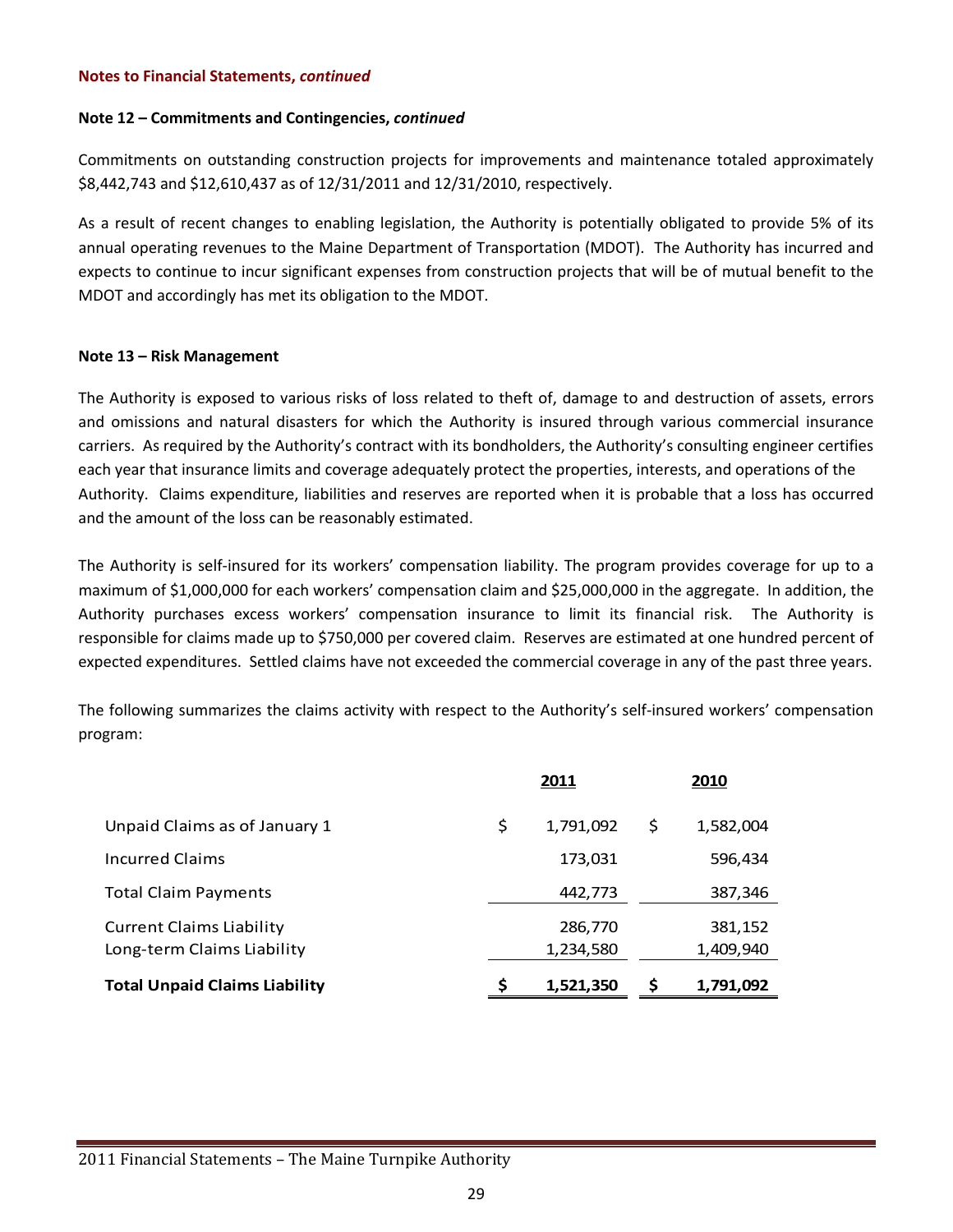**Notes to Financial Statements, *continued***

**Note 12 – Commitments and Contingencies, *continued***

Commitments on outstanding construction projects for improvements and maintenance totaled approximately $8,442,743 and $12,610,437 as of 12/31/2011 and 12/31/2010, respectively.

As a result of recent changes to enabling legislation, the Authority is potentially obligated to provide 5% of its annual operating revenues to the Maine Department of Transportation (MDOT). The Authority has incurred and expects to continue to incur significant expenses from construction projects that will be of mutual benefit to the MDOT and accordingly has met its obligation to the MDOT.

**Note 13 – Risk Management**

The Authority is exposed to various risks of loss related to theft of, damage to and destruction of assets, errors and omissions and natural disasters for which the Authority is insured through various commercial insurance carriers. As required by the Authority's contract with its bondholders, the Authority's consulting engineer certifies each year that insurance limits and coverage adequately protect the properties, interests, and operations of the Authority. Claims expenditure, liabilities and reserves are reported when it is probable that a loss has occurred and the amount of the loss can be reasonably estimated.

The Authority is self-insured for its workers' compensation liability. The program provides coverage for up to a maximum of $1,000,000 for each workers' compensation claim and $25,000,000 in the aggregate. In addition, the Authority purchases excess workers' compensation insurance to limit its financial risk. The Authority is responsible for claims made up to $750,000 per covered claim. Reserves are estimated at one hundred percent of expected expenditures. Settled claims have not exceeded the commercial coverage in any of the past three years.

The following summarizes the claims activity with respect to the Authority's self-insured workers' compensation program:

| | 2011 | 2010 |
|---|---|---|
| Unpaid Claims as of January 1 | $ 1,791,092 | $ 1,582,004 |
| Incurred Claims | 173,031 | 596,434 |
| Total Claim Payments | 442,773 | 387,346 |
| Current Claims Liability | 286,770 | 381,152 |
| Long-term Claims Liability | 1,234,580 | 1,409,940 |
| **Total Unpaid Claims Liability** | **$ 1,521,350** | **$ 1,791,092** |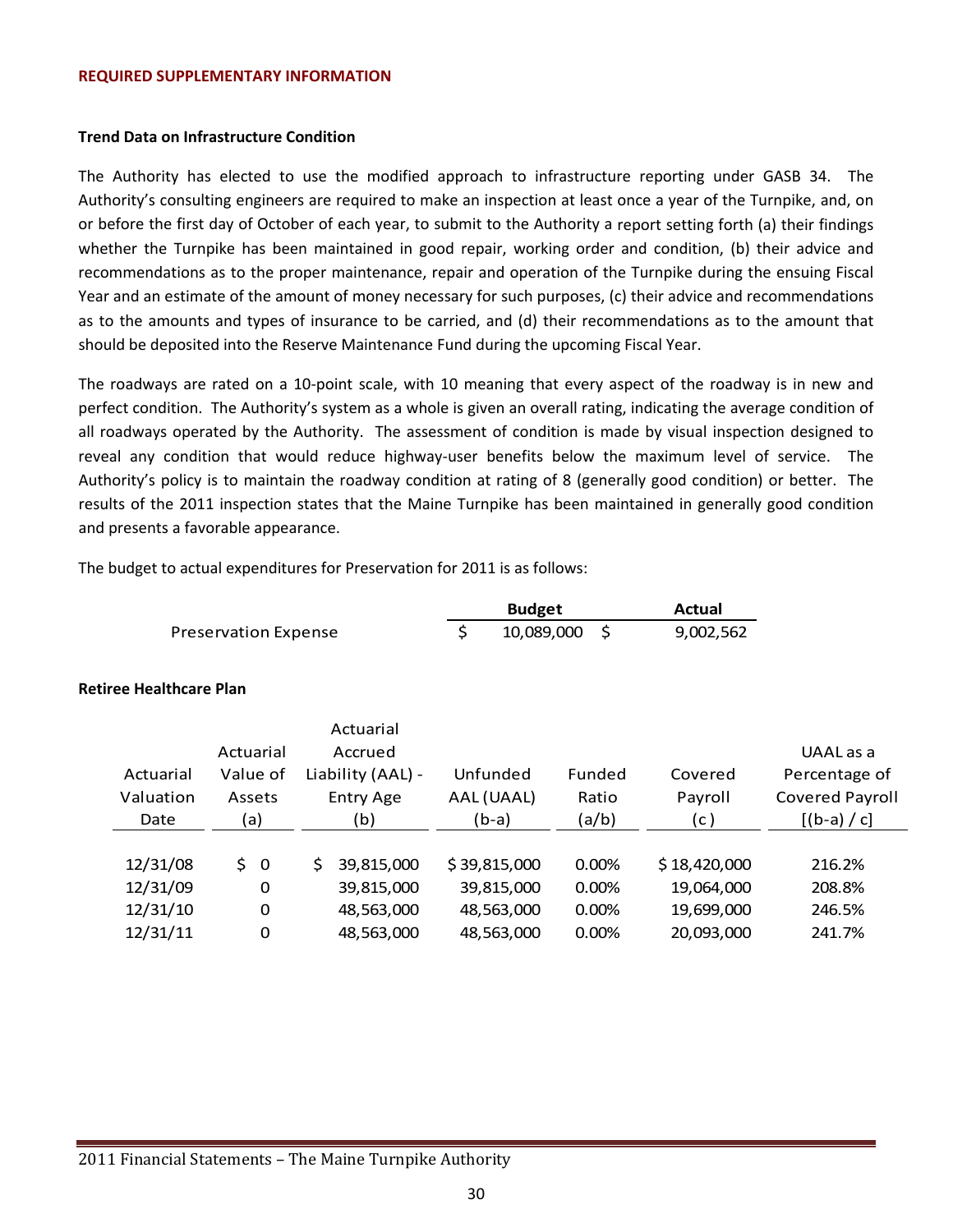## REQUIRED SUPPLEMENTARY INFORMATION

### Trend Data on Infrastructure Condition

The Authority has elected to use the modified approach to infrastructure reporting under GASB 34. The Authority's consulting engineers are required to make an inspection at least once a year of the Turnpike, and, on or before the first day of October of each year, to submit to the Authority a report setting forth (a) their findings whether the Turnpike has been maintained in good repair, working order and condition, (b) their advice and recommendations as to the proper maintenance, repair and operation of the Turnpike during the ensuing Fiscal Year and an estimate of the amount of money necessary for such purposes, (c) their advice and recommendations as to the amounts and types of insurance to be carried, and (d) their recommendations as to the amount that should be deposited into the Reserve Maintenance Fund during the upcoming Fiscal Year.

The roadways are rated on a 10-point scale, with 10 meaning that every aspect of the roadway is in new and perfect condition. The Authority's system as a whole is given an overall rating, indicating the average condition of all roadways operated by the Authority. The assessment of condition is made by visual inspection designed to reveal any condition that would reduce highway-user benefits below the maximum level of service. The Authority's policy is to maintain the roadway condition at rating of 8 (generally good condition) or better. The results of the 2011 inspection states that the Maine Turnpike has been maintained in generally good condition and presents a favorable appearance.

The budget to actual expenditures for Preservation for 2011 is as follows:

| | Budget | Actual |
|---|---|---|
| Preservation Expense | $ 10,089,000 | $ 9,002,562 |

### Retiree Healthcare Plan

| Actuarial Valuation Date | Actuarial Value of Assets (a) | Actuarial Accrued Liability (AAL) - Entry Age (b) | Unfunded AAL (UAAL) (b-a) | Funded Ratio (a/b) | Covered Payroll (c) | UAAL as a Percentage of Covered Payroll [(b-a) / c] |
|---|---|---|---|---|---|---|
| 12/31/08 | $ 0 | $ 39,815,000 | $ 39,815,000 | 0.00% | $ 18,420,000 | 216.2% |
| 12/31/09 | 0 | 39,815,000 | 39,815,000 | 0.00% | 19,064,000 | 208.8% |
| 12/31/10 | 0 | 48,563,000 | 48,563,000 | 0.00% | 19,699,000 | 246.5% |
| 12/31/11 | 0 | 48,563,000 | 48,563,000 | 0.00% | 20,093,000 | 241.7% |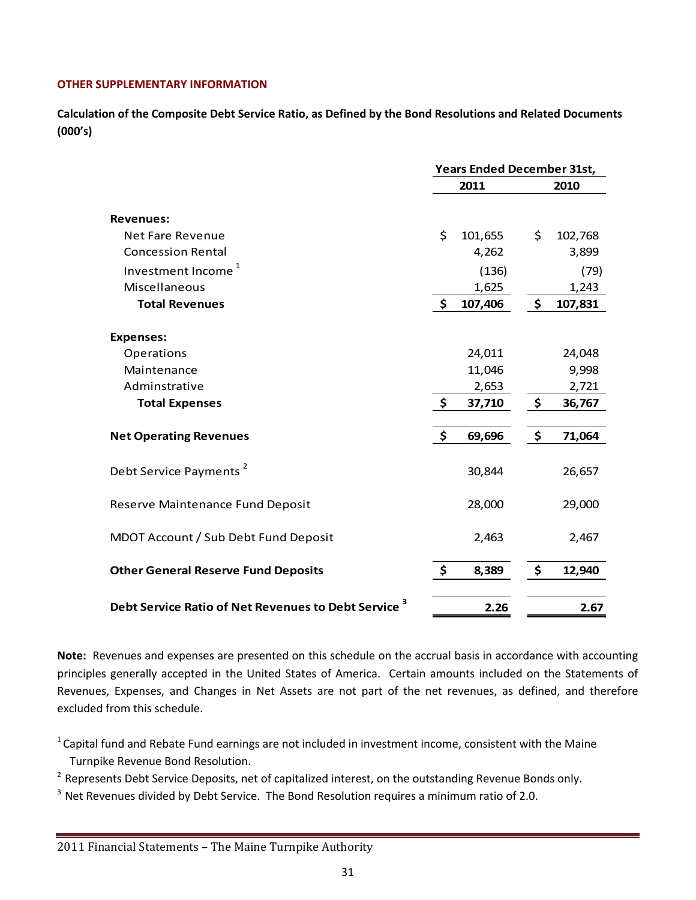## OTHER SUPPLEMENTARY INFORMATION

**Calculation of the Composite Debt Service Ratio, as Defined by the Bond Resolutions and Related Documents (000's)**

| | Years Ended December 31st, | |
|---|---|---|
| | **2011** | **2010** |
| **Revenues:** | | |
| Net Fare Revenue | $ 101,655 | $ 102,768 |
| Concession Rental | 4,262 | 3,899 |
| Investment Income [1] | (136) | (79) |
| Miscellaneous | 1,625 | 1,243 |
| **Total Revenues** | **$ 107,406** | **$ 107,831** |
| **Expenses:** | | |
| Operations | 24,011 | 24,048 |
| Maintenance | 11,046 | 9,998 |
| Adminstrative | 2,653 | 2,721 |
| **Total Expenses** | **$ 37,710** | **$ 36,767** |
| **Net Operating Revenues** | **$ 69,696** | **$ 71,064** |
| Debt Service Payments [2] | 30,844 | 26,657 |
| Reserve Maintenance Fund Deposit | 28,000 | 29,000 |
| MDOT Account / Sub Debt Fund Deposit | 2,463 | 2,467 |
| **Other General Reserve Fund Deposits** | **$ 8,389** | **$ 12,940** |
| **Debt Service Ratio of Net Revenues to Debt Service [3]** | **2.26** | **2.67** |

**Note:** Revenues and expenses are presented on this schedule on the accrual basis in accordance with accounting principles generally accepted in the United States of America. Certain amounts included on the Statements of Revenues, Expenses, and Changes in Net Assets are not part of the net revenues, as defined, and therefore excluded from this schedule.

[1] Capital fund and Rebate Fund earnings are not included in investment income, consistent with the Maine Turnpike Revenue Bond Resolution.

[2] Represents Debt Service Deposits, net of capitalized interest, on the outstanding Revenue Bonds only.

[3] Net Revenues divided by Debt Service. The Bond Resolution requires a minimum ratio of 2.0.